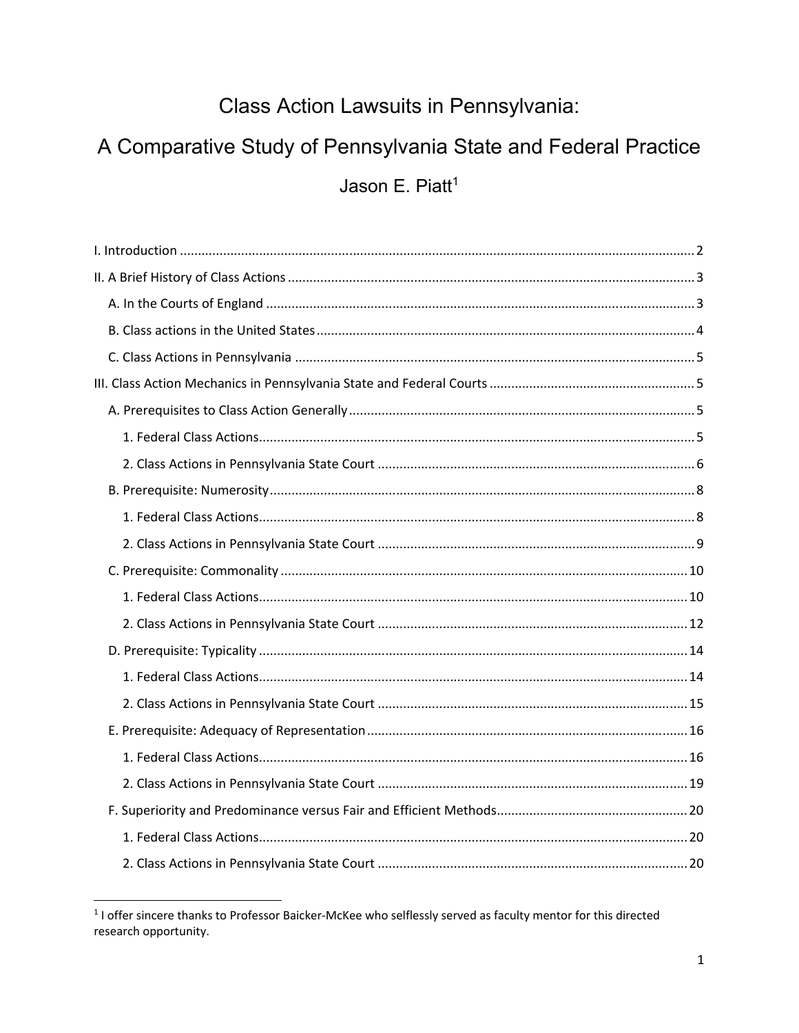# Class Action Lawsuits in Pennsylvania:

# A Comparative Study of Pennsylvania State and Federal Practice

Jason E. Piatt[1]

I. Introduction ..... 2

II. A Brief History of Class Actions ..... 3

- A. In the Courts of England ..... 3
- B. Class actions in the United States ..... 4
- C. Class Actions in Pennsylvania ..... 5

III. Class Action Mechanics in Pennsylvania State and Federal Courts ..... 5

- A. Prerequisites to Class Action Generally ..... 5
  - 1. Federal Class Actions ..... 5
  - 2. Class Actions in Pennsylvania State Court ..... 6
- B. Prerequisite: Numerosity ..... 8
  - 1. Federal Class Actions ..... 8
  - 2. Class Actions in Pennsylvania State Court ..... 9
- C. Prerequisite: Commonality ..... 10
  - 1. Federal Class Actions ..... 10
  - 2. Class Actions in Pennsylvania State Court ..... 12
- D. Prerequisite: Typicality ..... 14
  - 1. Federal Class Actions ..... 14
  - 2. Class Actions in Pennsylvania State Court ..... 15
- E. Prerequisite: Adequacy of Representation ..... 16
  - 1. Federal Class Actions ..... 16
  - 2. Class Actions in Pennsylvania State Court ..... 19
- F. Superiority and Predominance versus Fair and Efficient Methods ..... 20
  - 1. Federal Class Actions ..... 20
  - 2. Class Actions in Pennsylvania State Court ..... 20

---

[1] I offer sincere thanks to Professor Baicker-McKee who selflessly served as faculty mentor for this directed research opportunity.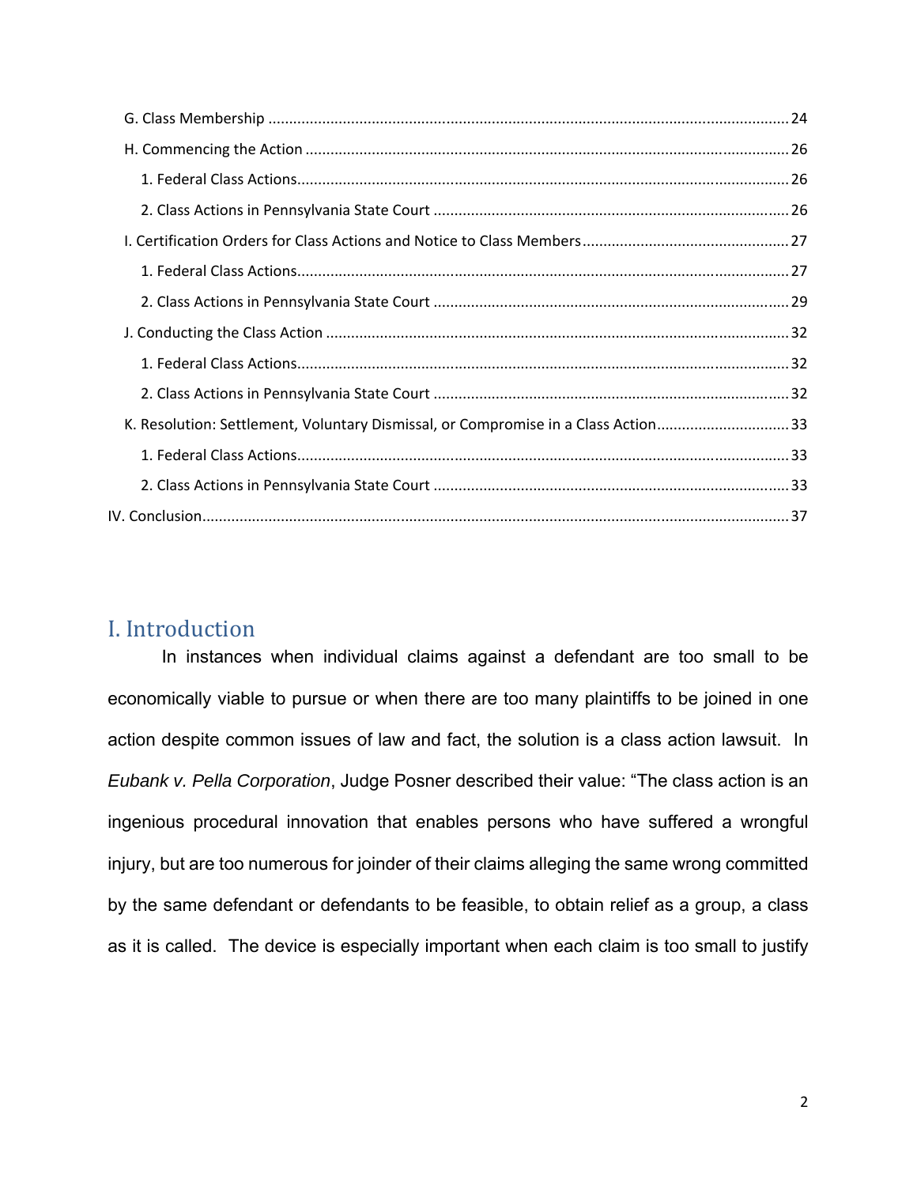G. Class Membership ............................................................ 24

H. Commencing the Action ............................................................ 26

1. Federal Class Actions ............................................................ 26

2. Class Actions in Pennsylvania State Court ............................................................ 26

I. Certification Orders for Class Actions and Notice to Class Members ............................................................ 27

1. Federal Class Actions ............................................................ 27

2. Class Actions in Pennsylvania State Court ............................................................ 29

J. Conducting the Class Action ............................................................ 32

1. Federal Class Actions ............................................................ 32

2. Class Actions in Pennsylvania State Court ............................................................ 32

K. Resolution: Settlement, Voluntary Dismissal, or Compromise in a Class Action ............................................................ 33

1. Federal Class Actions ............................................................ 33

2. Class Actions in Pennsylvania State Court ............................................................ 33

IV. Conclusion ............................................................ 37

# I. Introduction

In instances when individual claims against a defendant are too small to be economically viable to pursue or when there are too many plaintiffs to be joined in one action despite common issues of law and fact, the solution is a class action lawsuit. In *Eubank v. Pella Corporation*, Judge Posner described their value: "The class action is an ingenious procedural innovation that enables persons who have suffered a wrongful injury, but are too numerous for joinder of their claims alleging the same wrong committed by the same defendant or defendants to be feasible, to obtain relief as a group, a class as it is called. The device is especially important when each claim is too small to justify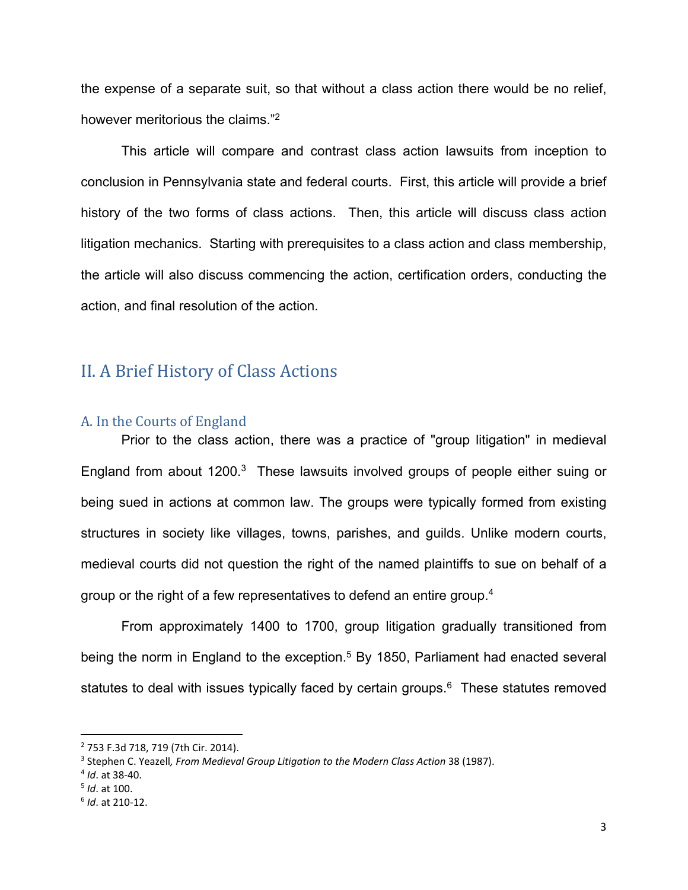the expense of a separate suit, so that without a class action there would be no relief, however meritorious the claims."[2]

This article will compare and contrast class action lawsuits from inception to conclusion in Pennsylvania state and federal courts. First, this article will provide a brief history of the two forms of class actions. Then, this article will discuss class action litigation mechanics. Starting with prerequisites to a class action and class membership, the article will also discuss commencing the action, certification orders, conducting the action, and final resolution of the action.

## II. A Brief History of Class Actions

### A. In the Courts of England

Prior to the class action, there was a practice of "group litigation" in medieval England from about 1200.[3] These lawsuits involved groups of people either suing or being sued in actions at common law. The groups were typically formed from existing structures in society like villages, towns, parishes, and guilds. Unlike modern courts, medieval courts did not question the right of the named plaintiffs to sue on behalf of a group or the right of a few representatives to defend an entire group.[4]

From approximately 1400 to 1700, group litigation gradually transitioned from being the norm in England to the exception.[5] By 1850, Parliament had enacted several statutes to deal with issues typically faced by certain groups.[6] These statutes removed

---

[2] 753 F.3d 718, 719 (7th Cir. 2014).

[3] Stephen C. Yeazell*, From Medieval Group Litigation to the Modern Class Action* 38 (1987).

[4] *Id*. at 38-40.

[5] *Id*. at 100.

[6] *Id*. at 210-12.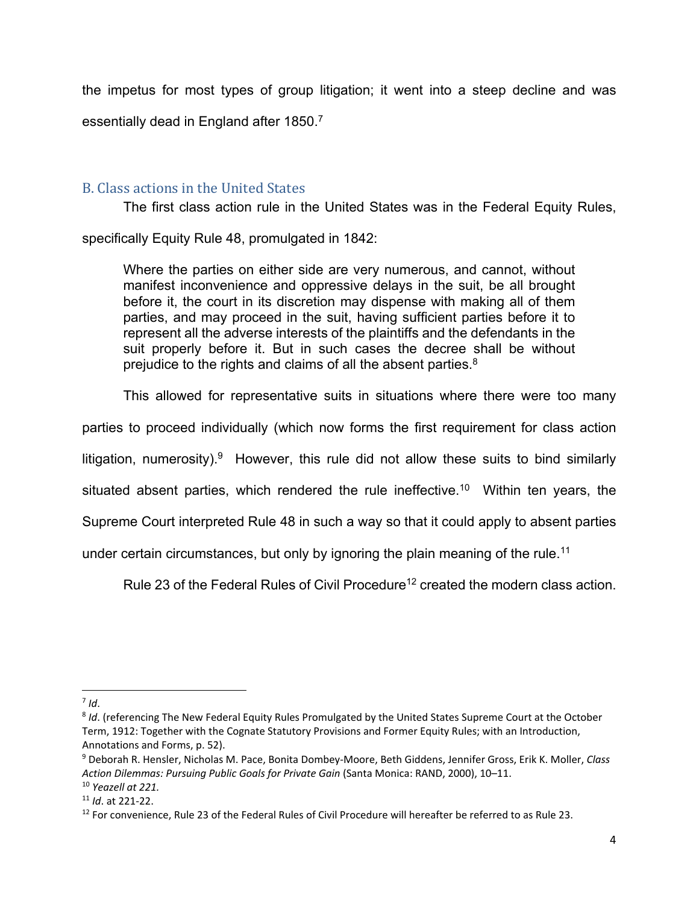the impetus for most types of group litigation; it went into a steep decline and was essentially dead in England after 1850.[7]

## B. Class actions in the United States

The first class action rule in the United States was in the Federal Equity Rules, specifically Equity Rule 48, promulgated in 1842:

> Where the parties on either side are very numerous, and cannot, without manifest inconvenience and oppressive delays in the suit, be all brought before it, the court in its discretion may dispense with making all of them parties, and may proceed in the suit, having sufficient parties before it to represent all the adverse interests of the plaintiffs and the defendants in the suit properly before it. But in such cases the decree shall be without prejudice to the rights and claims of all the absent parties.[8]

This allowed for representative suits in situations where there were too many parties to proceed individually (which now forms the first requirement for class action litigation, numerosity).[9] However, this rule did not allow these suits to bind similarly situated absent parties, which rendered the rule ineffective.[10] Within ten years, the Supreme Court interpreted Rule 48 in such a way so that it could apply to absent parties under certain circumstances, but only by ignoring the plain meaning of the rule.[11]

Rule 23 of the Federal Rules of Civil Procedure[12] created the modern class action.

---

[7] *Id*.

[8] *Id*. (referencing The New Federal Equity Rules Promulgated by the United States Supreme Court at the October Term, 1912: Together with the Cognate Statutory Provisions and Former Equity Rules; with an Introduction, Annotations and Forms, p. 52).

[9] Deborah R. Hensler, Nicholas M. Pace, Bonita Dombey-Moore, Beth Giddens, Jennifer Gross, Erik K. Moller, *Class Action Dilemmas: Pursuing Public Goals for Private Gain* (Santa Monica: RAND, 2000), 10–11.

[10] *Yeazell at 221.*

[11] *Id*. at 221-22.

[12] For convenience, Rule 23 of the Federal Rules of Civil Procedure will hereafter be referred to as Rule 23.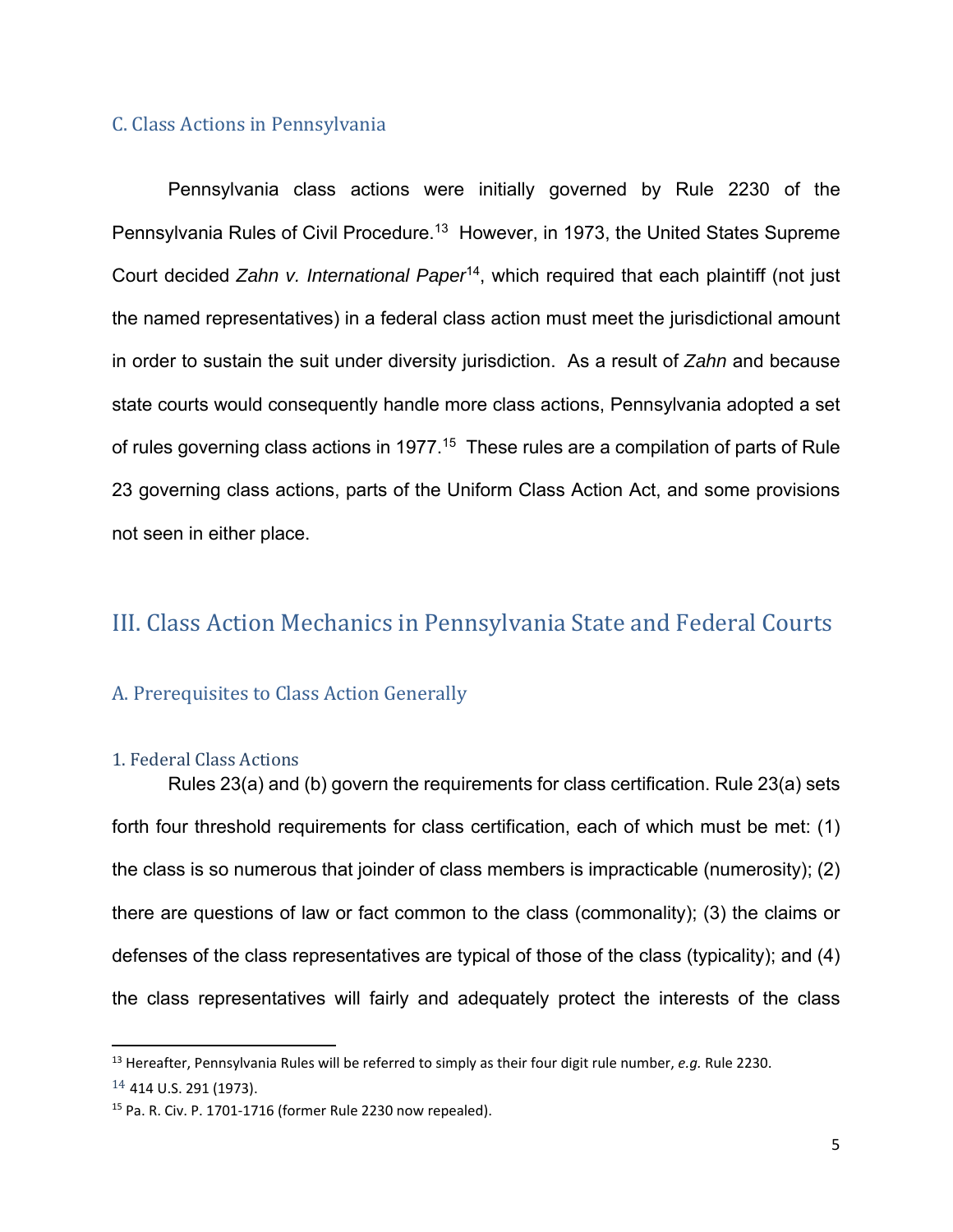### C. Class Actions in Pennsylvania

Pennsylvania class actions were initially governed by Rule 2230 of the Pennsylvania Rules of Civil Procedure.[13] However, in 1973, the United States Supreme Court decided *Zahn v. International Paper*[14], which required that each plaintiff (not just the named representatives) in a federal class action must meet the jurisdictional amount in order to sustain the suit under diversity jurisdiction. As a result of *Zahn* and because state courts would consequently handle more class actions, Pennsylvania adopted a set of rules governing class actions in 1977.[15] These rules are a compilation of parts of Rule 23 governing class actions, parts of the Uniform Class Action Act, and some provisions not seen in either place.

## III. Class Action Mechanics in Pennsylvania State and Federal Courts

### A. Prerequisites to Class Action Generally

#### 1. Federal Class Actions

Rules 23(a) and (b) govern the requirements for class certification. Rule 23(a) sets forth four threshold requirements for class certification, each of which must be met: (1) the class is so numerous that joinder of class members is impracticable (numerosity); (2) there are questions of law or fact common to the class (commonality); (3) the claims or defenses of the class representatives are typical of those of the class (typicality); and (4) the class representatives will fairly and adequately protect the interests of the class

---

[13] Hereafter, Pennsylvania Rules will be referred to simply as their four digit rule number, *e.g.* Rule 2230.

[14] 414 U.S. 291 (1973).

[15] Pa. R. Civ. P. 1701-1716 (former Rule 2230 now repealed).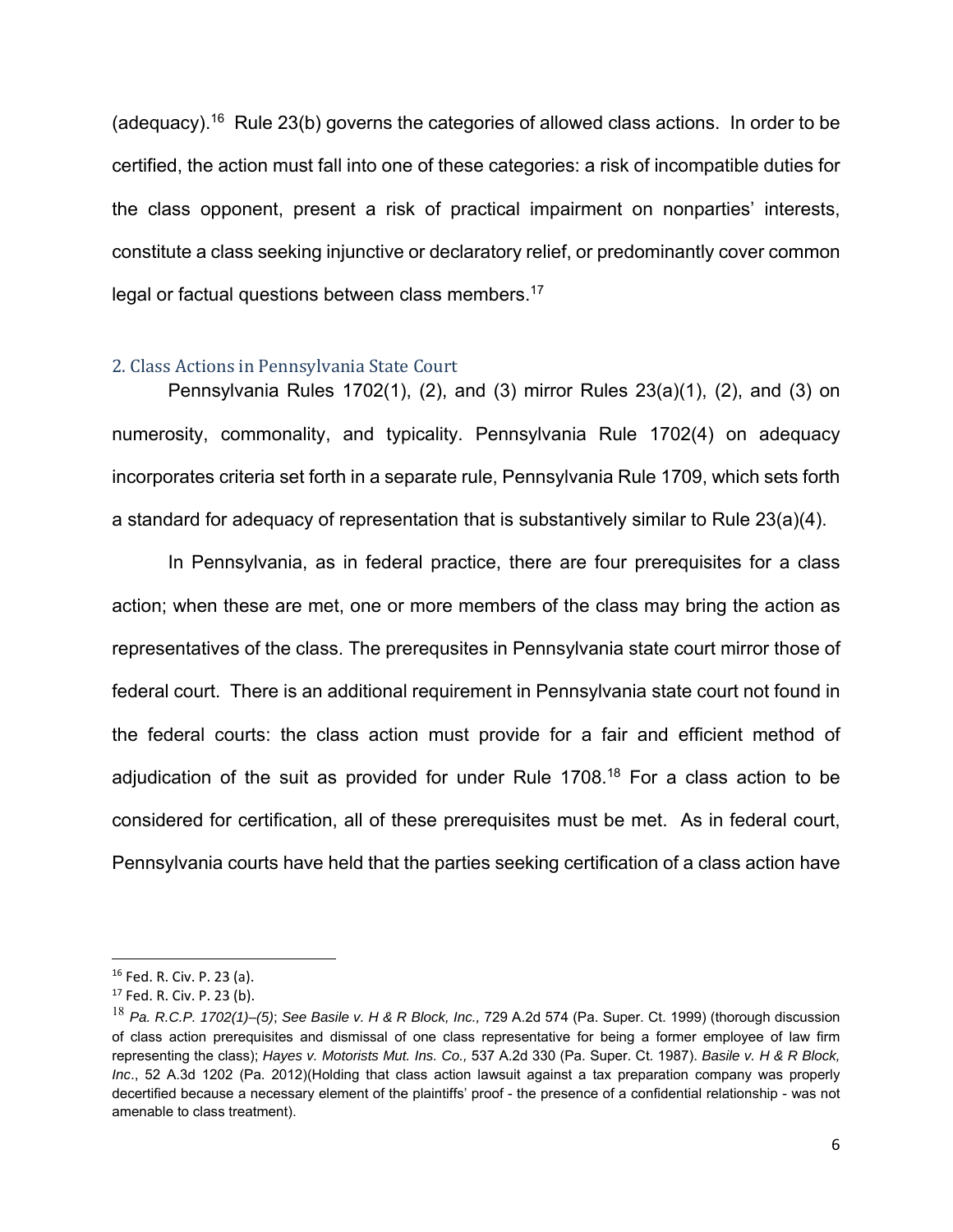(adequacy).[16] Rule 23(b) governs the categories of allowed class actions. In order to be certified, the action must fall into one of these categories: a risk of incompatible duties for the class opponent, present a risk of practical impairment on nonparties' interests, constitute a class seeking injunctive or declaratory relief, or predominantly cover common legal or factual questions between class members.[17]

## 2. Class Actions in Pennsylvania State Court

Pennsylvania Rules 1702(1), (2), and (3) mirror Rules 23(a)(1), (2), and (3) on numerosity, commonality, and typicality. Pennsylvania Rule 1702(4) on adequacy incorporates criteria set forth in a separate rule, Pennsylvania Rule 1709, which sets forth a standard for adequacy of representation that is substantively similar to Rule 23(a)(4).

In Pennsylvania, as in federal practice, there are four prerequisites for a class action; when these are met, one or more members of the class may bring the action as representatives of the class. The prerequsites in Pennsylvania state court mirror those of federal court. There is an additional requirement in Pennsylvania state court not found in the federal courts: the class action must provide for a fair and efficient method of adjudication of the suit as provided for under Rule 1708.[18] For a class action to be considered for certification, all of these prerequisites must be met. As in federal court, Pennsylvania courts have held that the parties seeking certification of a class action have

---

[16] Fed. R. Civ. P. 23 (a).

[17] Fed. R. Civ. P. 23 (b).

[18] *Pa. R.C.P. 1702(1)–(5)*; *See Basile v. H & R Block, Inc.,* 729 A.2d 574 (Pa. Super. Ct. 1999) (thorough discussion of class action prerequisites and dismissal of one class representative for being a former employee of law firm representing the class); *Hayes v. Motorists Mut. Ins. Co.,* 537 A.2d 330 (Pa. Super. Ct. 1987). *Basile v. H & R Block, Inc*., 52 A.3d 1202 (Pa. 2012)(Holding that class action lawsuit against a tax preparation company was properly decertified because a necessary element of the plaintiffs' proof - the presence of a confidential relationship - was not amenable to class treatment).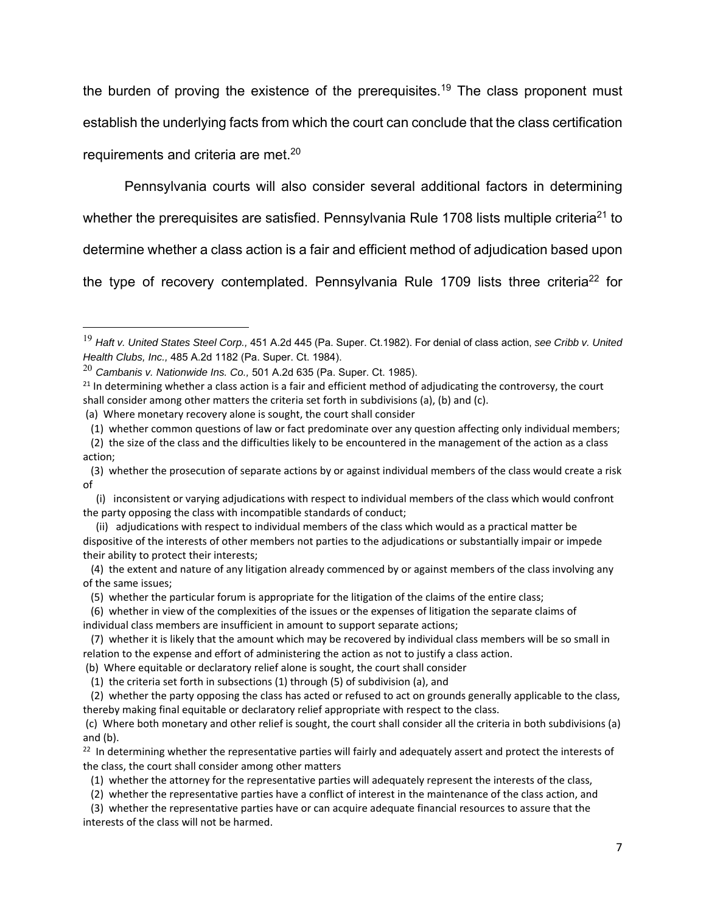the burden of proving the existence of the prerequisites.[19] The class proponent must establish the underlying facts from which the court can conclude that the class certification requirements and criteria are met.[20]

Pennsylvania courts will also consider several additional factors in determining whether the prerequisites are satisfied. Pennsylvania Rule 1708 lists multiple criteria[21] to determine whether a class action is a fair and efficient method of adjudication based upon the type of recovery contemplated. Pennsylvania Rule 1709 lists three criteria[22] for

---

[19] *Haft v. United States Steel Corp.*, 451 A.2d 445 (Pa. Super. Ct.1982). For denial of class action, *see Cribb v. United Health Clubs, Inc.*, 485 A.2d 1182 (Pa. Super. Ct. 1984).

[20] *Cambanis v. Nationwide Ins. Co.,* 501 A.2d 635 (Pa. Super. Ct. 1985).

[21] In determining whether a class action is a fair and efficient method of adjudicating the controversy, the court shall consider among other matters the criteria set forth in subdivisions (a), (b) and (c).

(a) Where monetary recovery alone is sought, the court shall consider

(1) whether common questions of law or fact predominate over any question affecting only individual members;

(2) the size of the class and the difficulties likely to be encountered in the management of the action as a class action;

(3) whether the prosecution of separate actions by or against individual members of the class would create a risk of

(i) inconsistent or varying adjudications with respect to individual members of the class which would confront the party opposing the class with incompatible standards of conduct;

(ii) adjudications with respect to individual members of the class which would as a practical matter be dispositive of the interests of other members not parties to the adjudications or substantially impair or impede their ability to protect their interests;

(4) the extent and nature of any litigation already commenced by or against members of the class involving any of the same issues;

(5) whether the particular forum is appropriate for the litigation of the claims of the entire class;

(6) whether in view of the complexities of the issues or the expenses of litigation the separate claims of individual class members are insufficient in amount to support separate actions;

(7) whether it is likely that the amount which may be recovered by individual class members will be so small in relation to the expense and effort of administering the action as not to justify a class action.

(b) Where equitable or declaratory relief alone is sought, the court shall consider

(1) the criteria set forth in subsections (1) through (5) of subdivision (a), and

(2) whether the party opposing the class has acted or refused to act on grounds generally applicable to the class, thereby making final equitable or declaratory relief appropriate with respect to the class.

(c) Where both monetary and other relief is sought, the court shall consider all the criteria in both subdivisions (a) and (b).

[22] In determining whether the representative parties will fairly and adequately assert and protect the interests of the class, the court shall consider among other matters

(1) whether the attorney for the representative parties will adequately represent the interests of the class,

(2) whether the representative parties have a conflict of interest in the maintenance of the class action, and

(3) whether the representative parties have or can acquire adequate financial resources to assure that the interests of the class will not be harmed.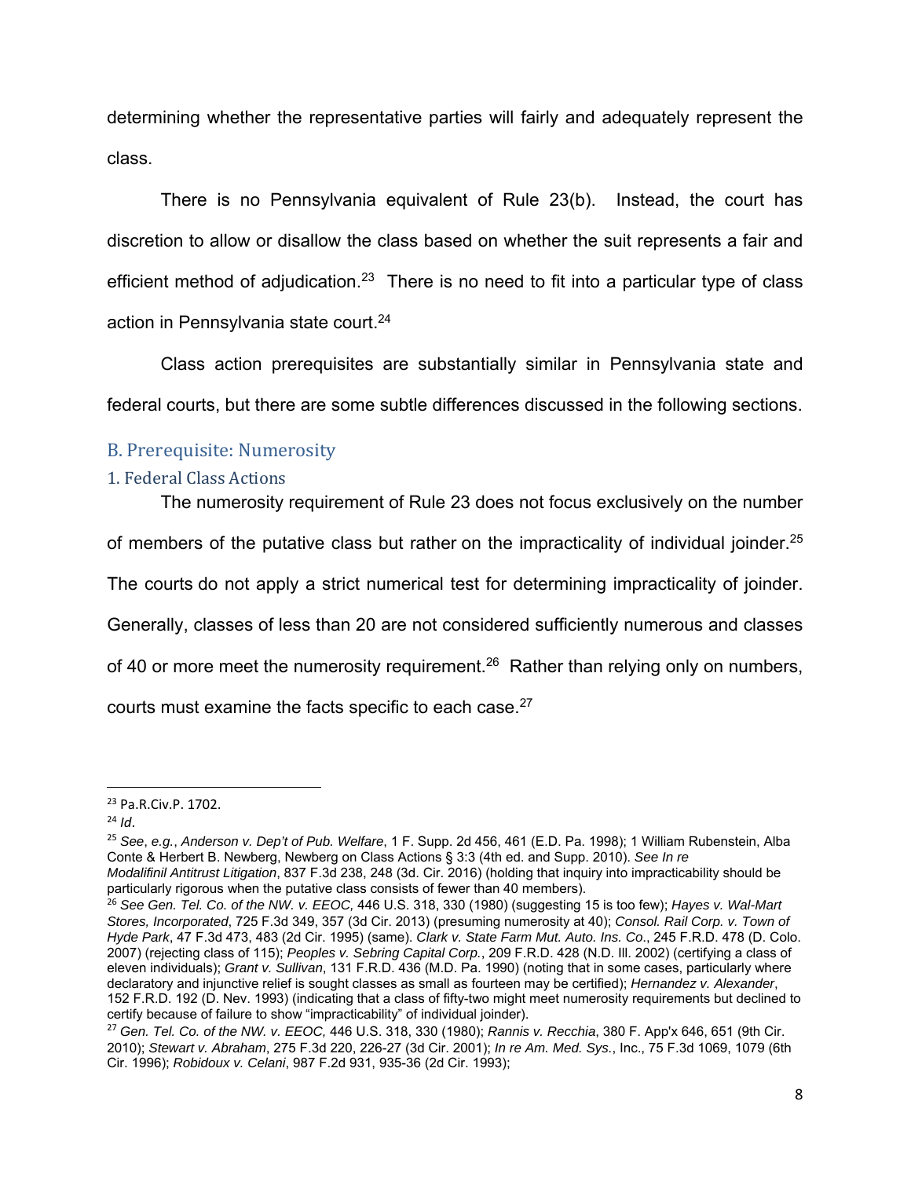determining whether the representative parties will fairly and adequately represent the class.

There is no Pennsylvania equivalent of Rule 23(b). Instead, the court has discretion to allow or disallow the class based on whether the suit represents a fair and efficient method of adjudication.[23] There is no need to fit into a particular type of class action in Pennsylvania state court.[24]

Class action prerequisites are substantially similar in Pennsylvania state and federal courts, but there are some subtle differences discussed in the following sections.

## B. Prerequisite: Numerosity

### 1. Federal Class Actions

The numerosity requirement of Rule 23 does not focus exclusively on the number of members of the putative class but rather on the impracticality of individual joinder.[25] The courts do not apply a strict numerical test for determining impracticality of joinder. Generally, classes of less than 20 are not considered sufficiently numerous and classes of 40 or more meet the numerosity requirement.[26] Rather than relying only on numbers, courts must examine the facts specific to each case.[27]

---

[23] Pa.R.Civ.P. 1702.

[24] *Id*.

[25] *See*, *e.g.*, *Anderson v. Dep't of Pub. Welfare*, 1 F. Supp. 2d 456, 461 (E.D. Pa. 1998); 1 William Rubenstein, Alba Conte & Herbert B. Newberg, Newberg on Class Actions § 3:3 (4th ed. and Supp. 2010). *See In re Modalifinil Antitrust Litigation*, 837 F.3d 238, 248 (3d. Cir. 2016) (holding that inquiry into impracticability should be particularly rigorous when the putative class consists of fewer than 40 members).

[26] *See Gen. Tel. Co. of the NW. v. EEOC,* 446 U.S. 318, 330 (1980) (suggesting 15 is too few); *Hayes v. Wal-Mart Stores, Incorporated*, 725 F.3d 349, 357 (3d Cir. 2013) (presuming numerosity at 40); *Consol. Rail Corp. v. Town of Hyde Park*, 47 F.3d 473, 483 (2d Cir. 1995) (same). *Clark v. State Farm Mut. Auto. Ins. Co*., 245 F.R.D. 478 (D. Colo. 2007) (rejecting class of 115); *Peoples v. Sebring Capital Corp.*, 209 F.R.D. 428 (N.D. Ill. 2002) (certifying a class of eleven individuals); *Grant v. Sullivan*, 131 F.R.D. 436 (M.D. Pa. 1990) (noting that in some cases, particularly where declaratory and injunctive relief is sought classes as small as fourteen may be certified); *Hernandez v. Alexander*, 152 F.R.D. 192 (D. Nev. 1993) (indicating that a class of fifty-two might meet numerosity requirements but declined to certify because of failure to show "impracticability" of individual joinder).

[27] *Gen. Tel. Co. of the NW. v. EEOC,* 446 U.S. 318, 330 (1980); *Rannis v. Recchia*, 380 F. App'x 646, 651 (9th Cir. 2010); *Stewart v. Abraham*, 275 F.3d 220, 226-27 (3d Cir. 2001); *In re Am. Med. Sys.*, Inc., 75 F.3d 1069, 1079 (6th Cir. 1996); *Robidoux v. Celani*, 987 F.2d 931, 935-36 (2d Cir. 1993);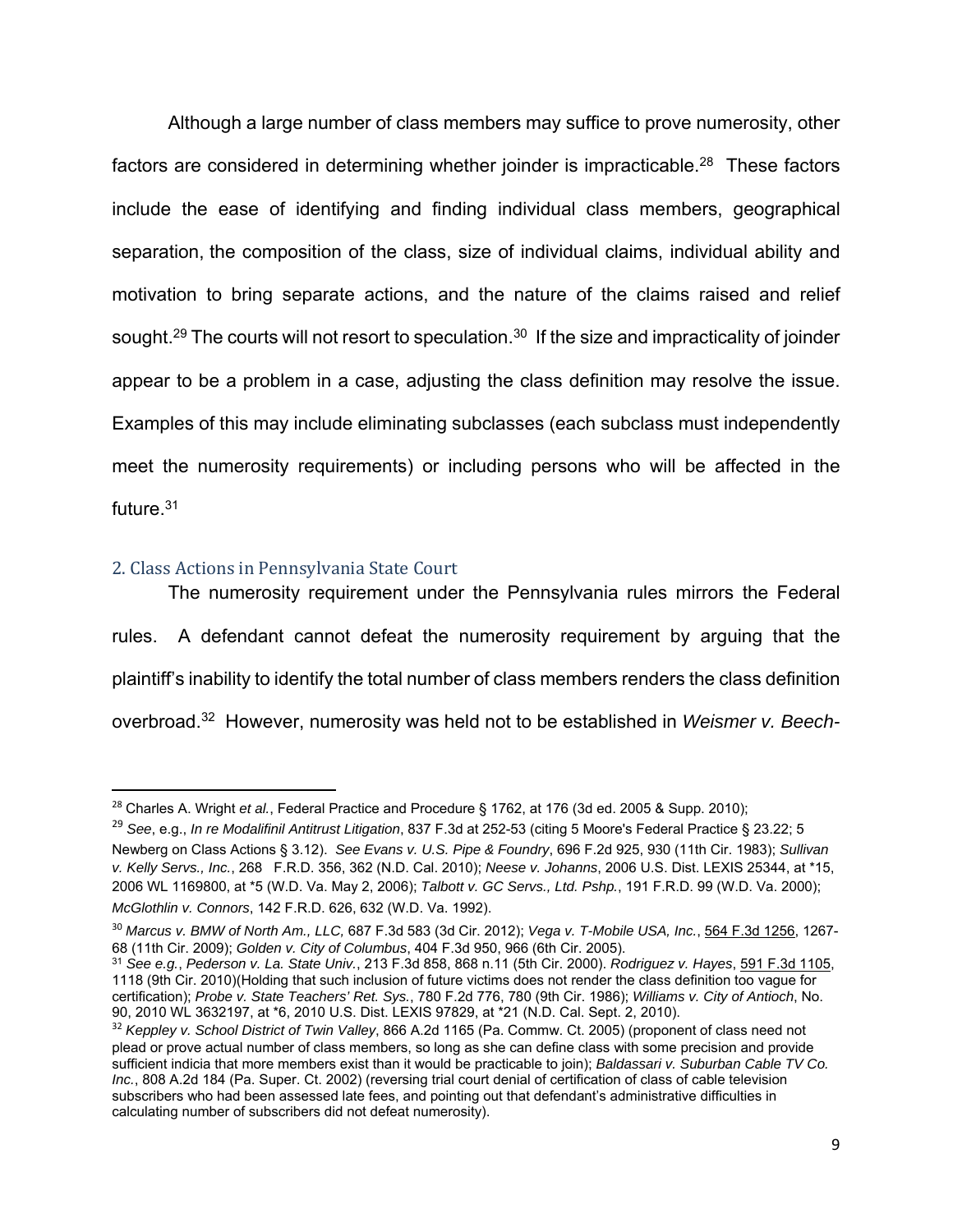Although a large number of class members may suffice to prove numerosity, other factors are considered in determining whether joinder is impracticable.[28] These factors include the ease of identifying and finding individual class members, geographical separation, the composition of the class, size of individual claims, individual ability and motivation to bring separate actions, and the nature of the claims raised and relief sought.[29] The courts will not resort to speculation.[30] If the size and impracticality of joinder appear to be a problem in a case, adjusting the class definition may resolve the issue. Examples of this may include eliminating subclasses (each subclass must independently meet the numerosity requirements) or including persons who will be affected in the future.[31]

### 2. Class Actions in Pennsylvania State Court

The numerosity requirement under the Pennsylvania rules mirrors the Federal rules. A defendant cannot defeat the numerosity requirement by arguing that the plaintiff's inability to identify the total number of class members renders the class definition overbroad.[32] However, numerosity was held not to be established in *Weismer v. Beech-*

---

[28] Charles A. Wright *et al.*, Federal Practice and Procedure § 1762, at 176 (3d ed. 2005 & Supp. 2010);

[29] *See*, e.g., *In re Modalifinil Antitrust Litigation*, 837 F.3d at 252-53 (citing 5 Moore's Federal Practice § 23.22; 5 Newberg on Class Actions § 3.12). *See Evans v. U.S. Pipe & Foundry*, 696 F.2d 925, 930 (11th Cir. 1983); *Sullivan v. Kelly Servs., Inc.*, 268 F.R.D. 356, 362 (N.D. Cal. 2010); *Neese v. Johanns*, 2006 U.S. Dist. LEXIS 25344, at \*15, 2006 WL 1169800, at \*5 (W.D. Va. May 2, 2006); *Talbott v. GC Servs., Ltd. Pshp.*, 191 F.R.D. 99 (W.D. Va. 2000); *McGlothlin v. Connors*, 142 F.R.D. 626, 632 (W.D. Va. 1992).

[30] *Marcus v. BMW of North Am., LLC,* 687 F.3d 583 (3d Cir. 2012); *Vega v. T-Mobile USA, Inc.*, 564 F.3d 1256, 1267-68 (11th Cir. 2009); *Golden v. City of Columbus*, 404 F.3d 950, 966 (6th Cir. 2005).

[31] *See e.g.*, *Pederson v. La. State Univ.*, 213 F.3d 858, 868 n.11 (5th Cir. 2000). *Rodriguez v. Hayes*, 591 F.3d 1105, 1118 (9th Cir. 2010)(Holding that such inclusion of future victims does not render the class definition too vague for certification); *Probe v. State Teachers' Ret. Sys.*, 780 F.2d 776, 780 (9th Cir. 1986); *Williams v. City of Antioch*, No. 90, 2010 WL 3632197, at \*6, 2010 U.S. Dist. LEXIS 97829, at \*21 (N.D. Cal. Sept. 2, 2010).

[32] *Keppley v. School District of Twin Valley*, 866 A.2d 1165 (Pa. Commw. Ct. 2005) (proponent of class need not plead or prove actual number of class members, so long as she can define class with some precision and provide sufficient indicia that more members exist than it would be practicable to join); *Baldassari v. Suburban Cable TV Co. Inc.*, 808 A.2d 184 (Pa. Super. Ct. 2002) (reversing trial court denial of certification of class of cable television subscribers who had been assessed late fees, and pointing out that defendant's administrative difficulties in calculating number of subscribers did not defeat numerosity).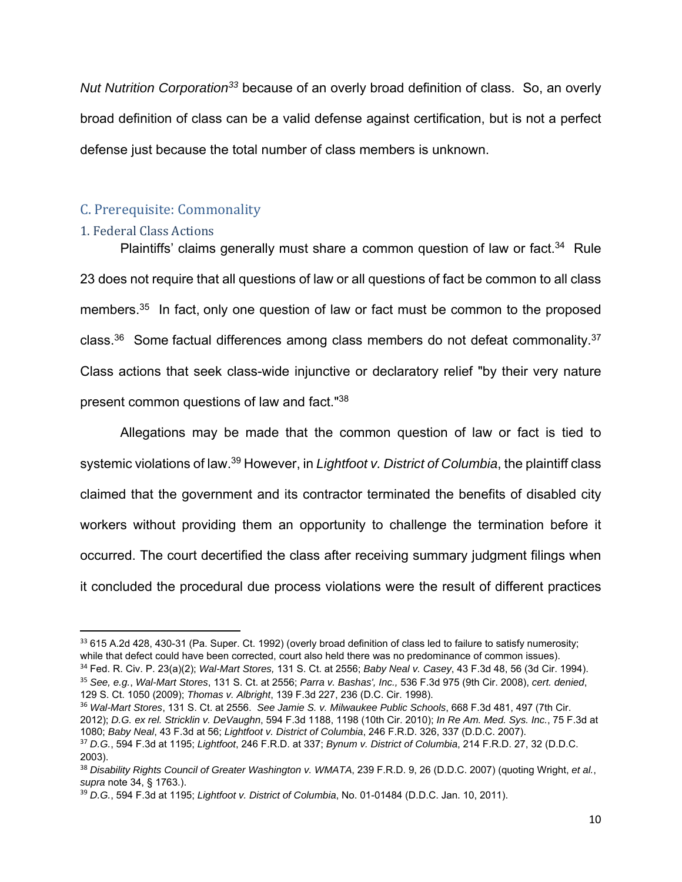*Nut Nutrition Corporation*[33] because of an overly broad definition of class. So, an overly broad definition of class can be a valid defense against certification, but is not a perfect defense just because the total number of class members is unknown.

## C. Prerequisite: Commonality

### 1. Federal Class Actions

Plaintiffs' claims generally must share a common question of law or fact.[34] Rule 23 does not require that all questions of law or all questions of fact be common to all class members.[35] In fact, only one question of law or fact must be common to the proposed class.[36] Some factual differences among class members do not defeat commonality.[37] Class actions that seek class-wide injunctive or declaratory relief "by their very nature present common questions of law and fact."[38]

Allegations may be made that the common question of law or fact is tied to systemic violations of law.[39] However, in *Lightfoot v. District of Columbia*, the plaintiff class claimed that the government and its contractor terminated the benefits of disabled city workers without providing them an opportunity to challenge the termination before it occurred. The court decertified the class after receiving summary judgment filings when it concluded the procedural due process violations were the result of different practices

---

[33] 615 A.2d 428, 430-31 (Pa. Super. Ct. 1992) (overly broad definition of class led to failure to satisfy numerosity; while that defect could have been corrected, court also held there was no predominance of common issues).

[34] Fed. R. Civ. P. 23(a)(2); *Wal-Mart Stores,* 131 S. Ct. at 2556; *Baby Neal v. Casey*, 43 F.3d 48, 56 (3d Cir. 1994).

[35] *See, e.g.*, *Wal-Mart Stores*, 131 S. Ct. at 2556; *Parra v. Bashas', Inc.,* 536 F.3d 975 (9th Cir. 2008), *cert. denied*, 129 S. Ct. 1050 (2009); *Thomas v. Albright*, 139 F.3d 227, 236 (D.C. Cir. 1998).

[36] *Wal-Mart Stores*, 131 S. Ct. at 2556. *See Jamie S. v. Milwaukee Public Schools*, 668 F.3d 481, 497 (7th Cir. 2012); *D.G. ex rel. Stricklin v. DeVaughn*, 594 F.3d 1188, 1198 (10th Cir. 2010); *In Re Am. Med. Sys. Inc.*, 75 F.3d at 1080; *Baby Neal*, 43 F.3d at 56; *Lightfoot v. District of Columbia*, 246 F.R.D. 326, 337 (D.D.C. 2007).

[37] *D.G.*, 594 F.3d at 1195; *Lightfoot*, 246 F.R.D. at 337; *Bynum v. District of Columbia*, 214 F.R.D. 27, 32 (D.D.C. 2003).

[38] *Disability Rights Council of Greater Washington v. WMATA*, 239 F.R.D. 9, 26 (D.D.C. 2007) (quoting Wright, *et al.*, *supra* note 34, § 1763.).

[39] *D.G.*, 594 F.3d at 1195; *Lightfoot v. District of Columbia*, No. 01-01484 (D.D.C. Jan. 10, 2011).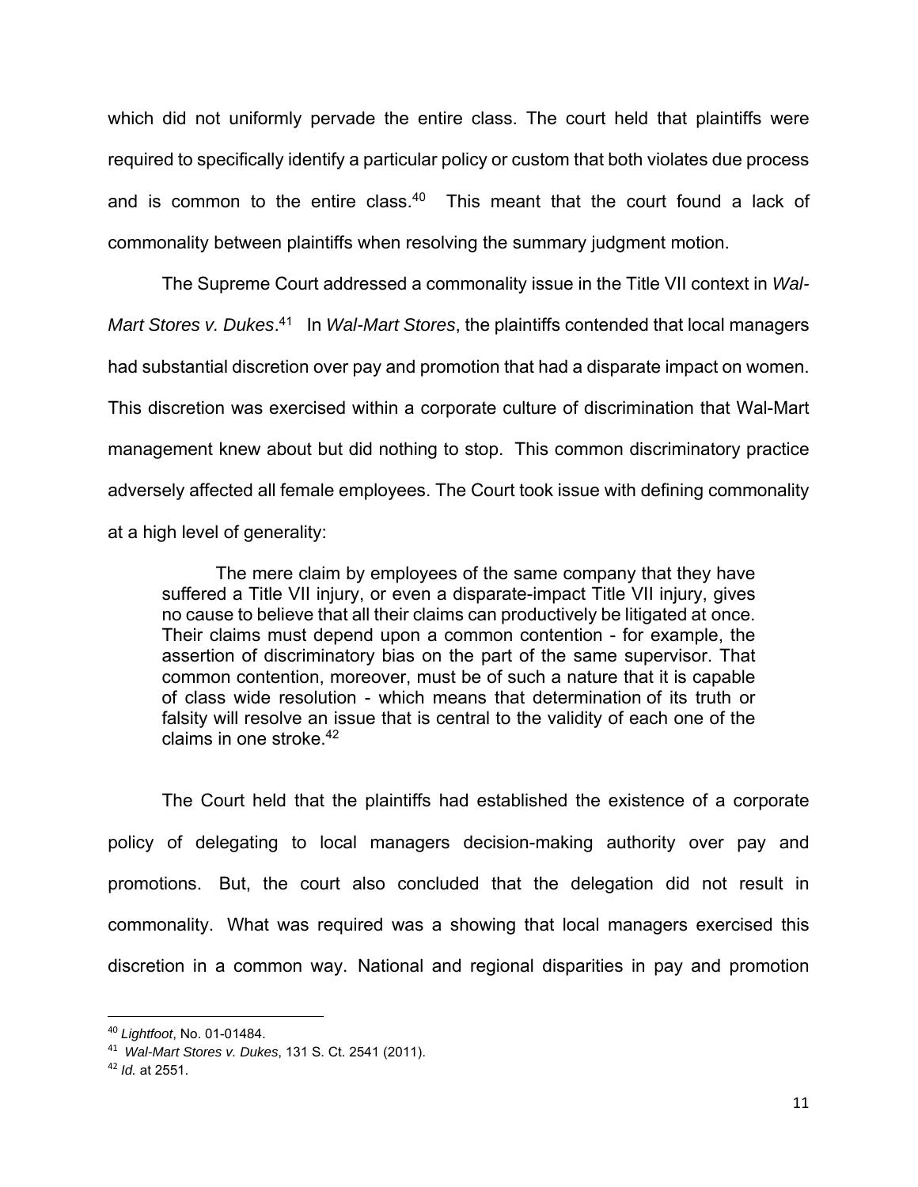which did not uniformly pervade the entire class. The court held that plaintiffs were required to specifically identify a particular policy or custom that both violates due process and is common to the entire class.[40] This meant that the court found a lack of commonality between plaintiffs when resolving the summary judgment motion.

The Supreme Court addressed a commonality issue in the Title VII context in *Wal-Mart Stores v. Dukes*.[41] In *Wal-Mart Stores*, the plaintiffs contended that local managers had substantial discretion over pay and promotion that had a disparate impact on women. This discretion was exercised within a corporate culture of discrimination that Wal-Mart management knew about but did nothing to stop. This common discriminatory practice adversely affected all female employees. The Court took issue with defining commonality at a high level of generality:

> The mere claim by employees of the same company that they have suffered a Title VII injury, or even a disparate-impact Title VII injury, gives no cause to believe that all their claims can productively be litigated at once. Their claims must depend upon a common contention - for example, the assertion of discriminatory bias on the part of the same supervisor. That common contention, moreover, must be of such a nature that it is capable of class wide resolution - which means that determination of its truth or falsity will resolve an issue that is central to the validity of each one of the claims in one stroke.[42]

The Court held that the plaintiffs had established the existence of a corporate policy of delegating to local managers decision-making authority over pay and promotions. But, the court also concluded that the delegation did not result in commonality. What was required was a showing that local managers exercised this discretion in a common way. National and regional disparities in pay and promotion

---

[40] *Lightfoot*, No. 01-01484.

[41] *Wal-Mart Stores v. Dukes*, 131 S. Ct. 2541 (2011).

[42] *Id.* at 2551.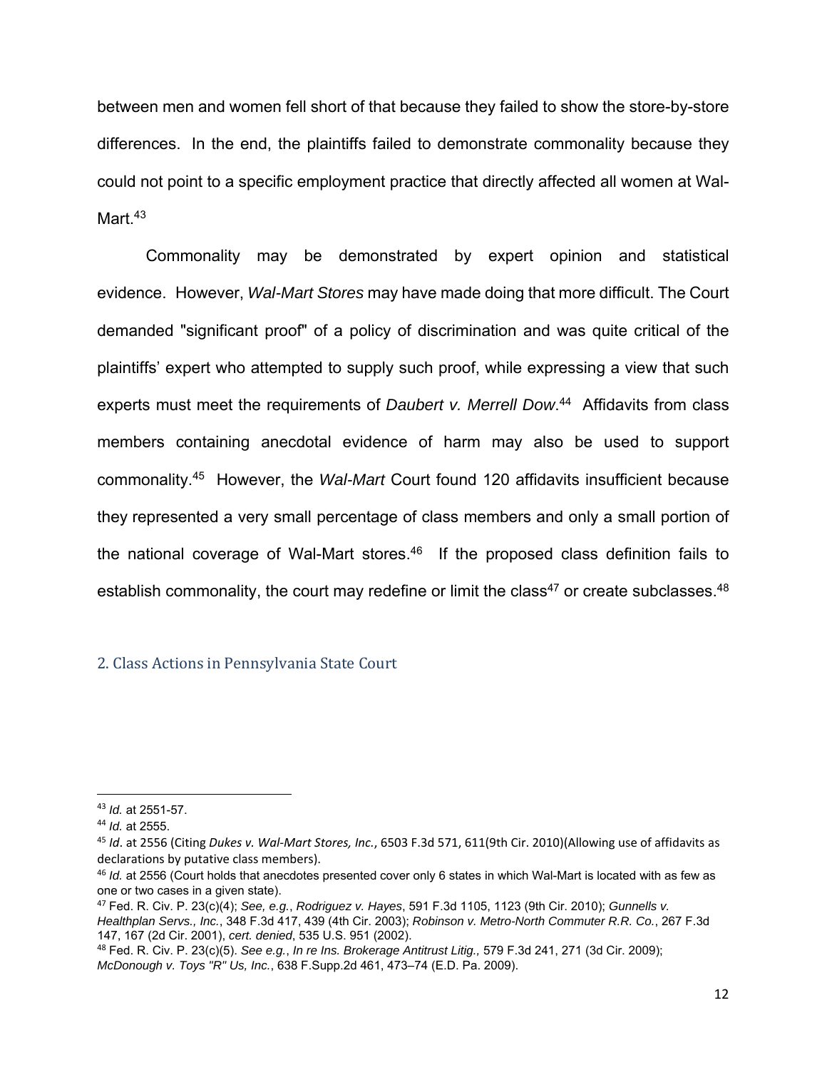between men and women fell short of that because they failed to show the store-by-store differences. In the end, the plaintiffs failed to demonstrate commonality because they could not point to a specific employment practice that directly affected all women at Wal-Mart.[43]

Commonality may be demonstrated by expert opinion and statistical evidence. However, *Wal-Mart Stores* may have made doing that more difficult. The Court demanded "significant proof" of a policy of discrimination and was quite critical of the plaintiffs' expert who attempted to supply such proof, while expressing a view that such experts must meet the requirements of *Daubert v. Merrell Dow*.[44] Affidavits from class members containing anecdotal evidence of harm may also be used to support commonality.[45] However, the *Wal-Mart* Court found 120 affidavits insufficient because they represented a very small percentage of class members and only a small portion of the national coverage of Wal-Mart stores.[46] If the proposed class definition fails to establish commonality, the court may redefine or limit the class[47] or create subclasses.[48]

## 2. Class Actions in Pennsylvania State Court

---

[43] *Id.* at 2551-57.

[44] *Id.* at 2555.

[45] *Id*. at 2556 (Citing *Dukes v. Wal-Mart Stores, Inc.*, 6503 F.3d 571, 611(9th Cir. 2010)(Allowing use of affidavits as declarations by putative class members).

[46] *Id.* at 2556 (Court holds that anecdotes presented cover only 6 states in which Wal-Mart is located with as few as one or two cases in a given state).

[47] Fed. R. Civ. P. 23(c)(4); *See, e.g.*, *Rodriguez v. Hayes*, 591 F.3d 1105, 1123 (9th Cir. 2010); *Gunnells v. Healthplan Servs., Inc.*, 348 F.3d 417, 439 (4th Cir. 2003); *Robinson v. Metro-North Commuter R.R. Co.*, 267 F.3d 147, 167 (2d Cir. 2001), *cert. denied*, 535 U.S. 951 (2002).

[48] Fed. R. Civ. P. 23(c)(5). *See e.g.*, *In re Ins. Brokerage Antitrust Litig.,* 579 F.3d 241, 271 (3d Cir. 2009); *McDonough v. Toys "R" Us, Inc.*, 638 F.Supp.2d 461, 473–74 (E.D. Pa. 2009).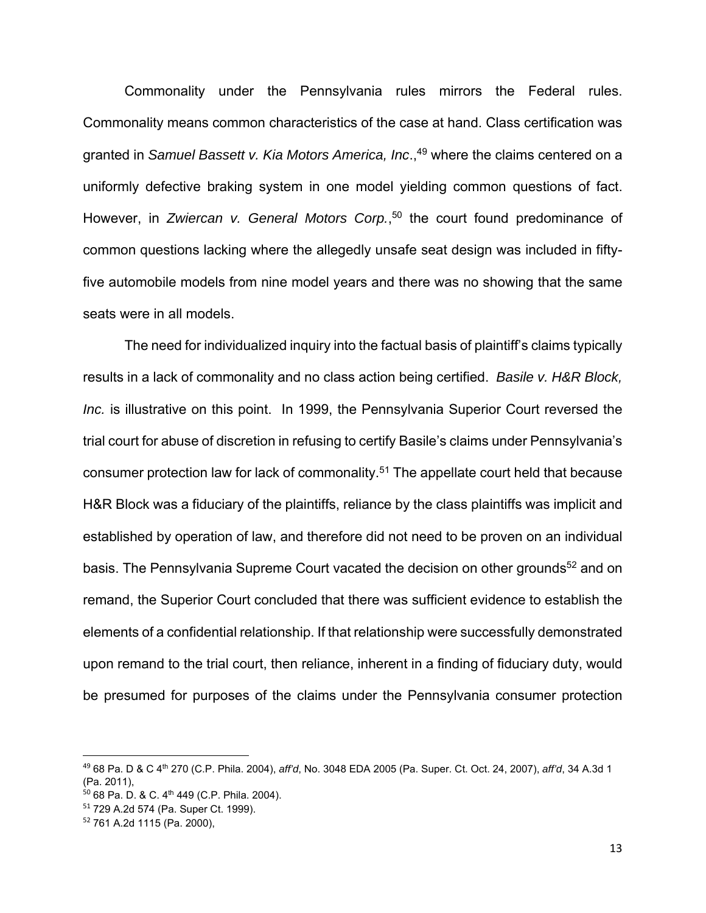Commonality under the Pennsylvania rules mirrors the Federal rules. Commonality means common characteristics of the case at hand. Class certification was granted in *Samuel Bassett v. Kia Motors America, Inc*.,[49] where the claims centered on a uniformly defective braking system in one model yielding common questions of fact. However, in *Zwiercan v. General Motors Corp.*,[50] the court found predominance of common questions lacking where the allegedly unsafe seat design was included in fifty-five automobile models from nine model years and there was no showing that the same seats were in all models.

The need for individualized inquiry into the factual basis of plaintiff's claims typically results in a lack of commonality and no class action being certified. *Basile v. H&R Block, Inc.* is illustrative on this point. In 1999, the Pennsylvania Superior Court reversed the trial court for abuse of discretion in refusing to certify Basile's claims under Pennsylvania's consumer protection law for lack of commonality.[51] The appellate court held that because H&R Block was a fiduciary of the plaintiffs, reliance by the class plaintiffs was implicit and established by operation of law, and therefore did not need to be proven on an individual basis. The Pennsylvania Supreme Court vacated the decision on other grounds[52] and on remand, the Superior Court concluded that there was sufficient evidence to establish the elements of a confidential relationship. If that relationship were successfully demonstrated upon remand to the trial court, then reliance, inherent in a finding of fiduciary duty, would be presumed for purposes of the claims under the Pennsylvania consumer protection

---

[49] 68 Pa. D & C 4th 270 (C.P. Phila. 2004), *aff'd*, No. 3048 EDA 2005 (Pa. Super. Ct. Oct. 24, 2007), *aff'd*, 34 A.3d 1 (Pa. 2011),

[50] 68 Pa. D. & C. 4th 449 (C.P. Phila. 2004).

[51] 729 A.2d 574 (Pa. Super Ct. 1999).

[52] 761 A.2d 1115 (Pa. 2000),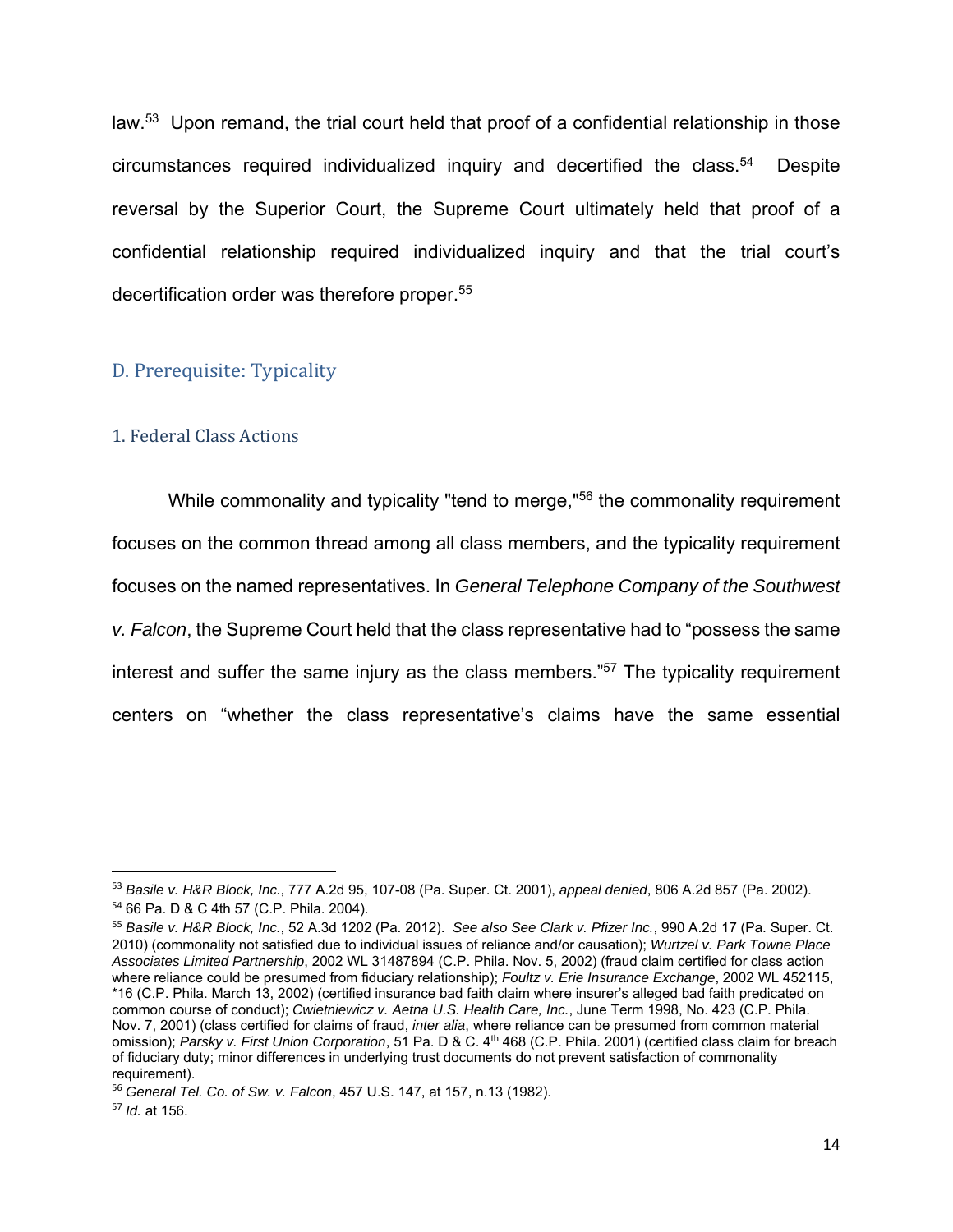law.[53] Upon remand, the trial court held that proof of a confidential relationship in those circumstances required individualized inquiry and decertified the class.[54] Despite reversal by the Superior Court, the Supreme Court ultimately held that proof of a confidential relationship required individualized inquiry and that the trial court's decertification order was therefore proper.[55]

## D. Prerequisite: Typicality

### 1. Federal Class Actions

While commonality and typicality "tend to merge,"[56] the commonality requirement focuses on the common thread among all class members, and the typicality requirement focuses on the named representatives. In *General Telephone Company of the Southwest v. Falcon*, the Supreme Court held that the class representative had to "possess the same interest and suffer the same injury as the class members."[57] The typicality requirement centers on "whether the class representative's claims have the same essential

---

[53] *Basile v. H&R Block, Inc.*, 777 A.2d 95, 107-08 (Pa. Super. Ct. 2001), *appeal denied*, 806 A.2d 857 (Pa. 2002).

[54] 66 Pa. D & C 4th 57 (C.P. Phila. 2004).

[55] *Basile v. H&R Block, Inc.*, 52 A.3d 1202 (Pa. 2012). *See also See Clark v. Pfizer Inc.*, 990 A.2d 17 (Pa. Super. Ct. 2010) (commonality not satisfied due to individual issues of reliance and/or causation); *Wurtzel v. Park Towne Place Associates Limited Partnership*, 2002 WL 31487894 (C.P. Phila. Nov. 5, 2002) (fraud claim certified for class action where reliance could be presumed from fiduciary relationship); *Foultz v. Erie Insurance Exchange*, 2002 WL 452115, *16 (C.P. Phila. March 13, 2002) (certified insurance bad faith claim where insurer's alleged bad faith predicated on common course of conduct); *Cwietniewicz v. Aetna U.S. Health Care, Inc.*, June Term 1998, No. 423 (C.P. Phila. Nov. 7, 2001) (class certified for claims of fraud, *inter alia*, where reliance can be presumed from common material omission); *Parsky v. First Union Corporation*, 51 Pa. D & C. 4th 468 (C.P. Phila. 2001) (certified class claim for breach of fiduciary duty; minor differences in underlying trust documents do not prevent satisfaction of commonality requirement).

[56] *General Tel. Co. of Sw. v. Falcon*, 457 U.S. 147, at 157, n.13 (1982).

[57] *Id.* at 156.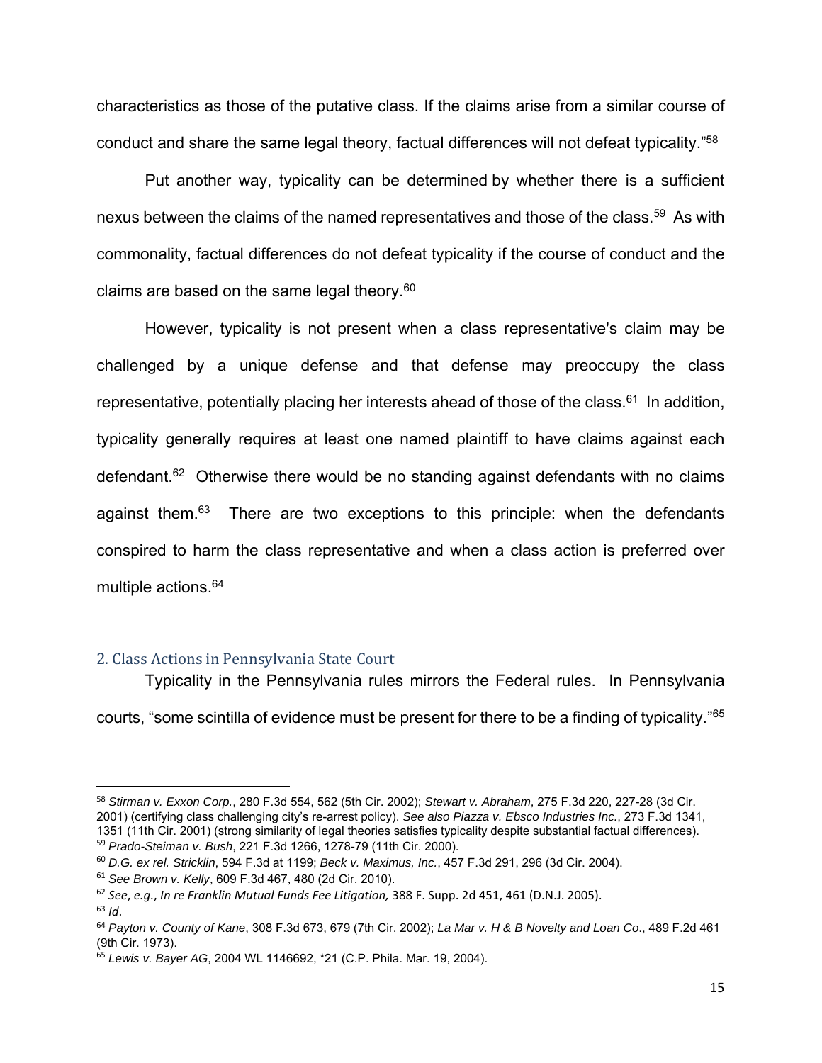characteristics as those of the putative class. If the claims arise from a similar course of conduct and share the same legal theory, factual differences will not defeat typicality."[58]

Put another way, typicality can be determined by whether there is a sufficient nexus between the claims of the named representatives and those of the class.[59] As with commonality, factual differences do not defeat typicality if the course of conduct and the claims are based on the same legal theory.[60]

However, typicality is not present when a class representative's claim may be challenged by a unique defense and that defense may preoccupy the class representative, potentially placing her interests ahead of those of the class.[61] In addition, typicality generally requires at least one named plaintiff to have claims against each defendant.[62] Otherwise there would be no standing against defendants with no claims against them.[63] There are two exceptions to this principle: when the defendants conspired to harm the class representative and when a class action is preferred over multiple actions.[64]

## 2. Class Actions in Pennsylvania State Court

Typicality in the Pennsylvania rules mirrors the Federal rules. In Pennsylvania courts, "some scintilla of evidence must be present for there to be a finding of typicality."[65]

---

[58] *Stirman v. Exxon Corp.*, 280 F.3d 554, 562 (5th Cir. 2002); *Stewart v. Abraham*, 275 F.3d 220, 227-28 (3d Cir. 2001) (certifying class challenging city's re-arrest policy). *See also Piazza v. Ebsco Industries Inc.*, 273 F.3d 1341, 1351 (11th Cir. 2001) (strong similarity of legal theories satisfies typicality despite substantial factual differences).

[59] *Prado-Steiman v. Bush*, 221 F.3d 1266, 1278-79 (11th Cir. 2000).

[60] *D.G. ex rel. Stricklin*, 594 F.3d at 1199; *Beck v. Maximus, Inc.*, 457 F.3d 291, 296 (3d Cir. 2004).

[61] *See Brown v. Kelly*, 609 F.3d 467, 480 (2d Cir. 2010).

[62] *See, e.g., In re Franklin Mutual Funds Fee Litigation,* 388 F. Supp. 2d 451, 461 (D.N.J. 2005).

[63] *Id*.

[64] *Payton v. County of Kane*, 308 F.3d 673, 679 (7th Cir. 2002); *La Mar v. H & B Novelty and Loan Co*., 489 F.2d 461 (9th Cir. 1973).

[65] *Lewis v. Bayer AG*, 2004 WL 1146692, *21 (C.P. Phila. Mar. 19, 2004).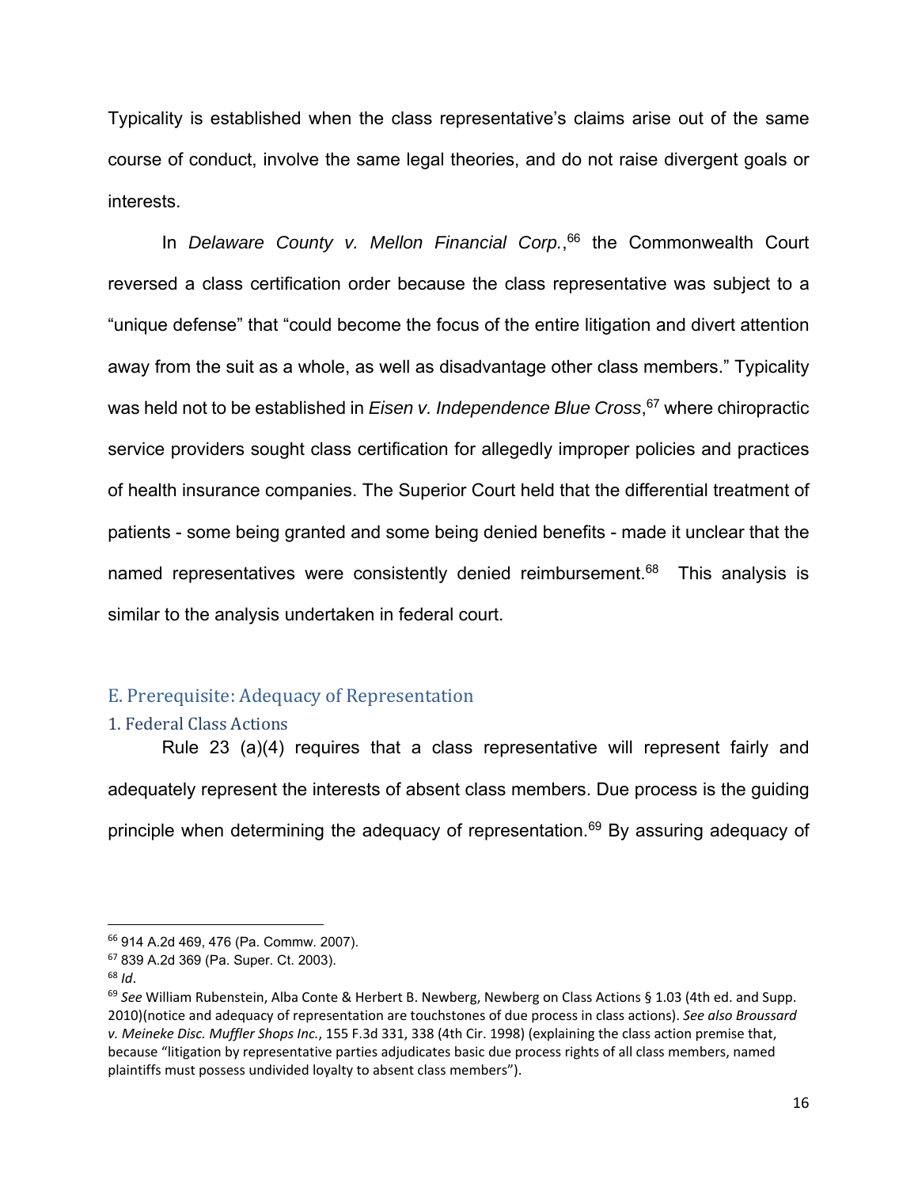Typicality is established when the class representative's claims arise out of the same course of conduct, involve the same legal theories, and do not raise divergent goals or interests.

In *Delaware County v. Mellon Financial Corp.*,[66] the Commonwealth Court reversed a class certification order because the class representative was subject to a "unique defense" that "could become the focus of the entire litigation and divert attention away from the suit as a whole, as well as disadvantage other class members." Typicality was held not to be established in *Eisen v. Independence Blue Cross*,[67] where chiropractic service providers sought class certification for allegedly improper policies and practices of health insurance companies. The Superior Court held that the differential treatment of patients - some being granted and some being denied benefits - made it unclear that the named representatives were consistently denied reimbursement.[68] This analysis is similar to the analysis undertaken in federal court.

## E. Prerequisite: Adequacy of Representation

### 1. Federal Class Actions

Rule 23 (a)(4) requires that a class representative will represent fairly and adequately represent the interests of absent class members. Due process is the guiding principle when determining the adequacy of representation.[69] By assuring adequacy of

---

[66] 914 A.2d 469, 476 (Pa. Commw. 2007).

[67] 839 A.2d 369 (Pa. Super. Ct. 2003).

[68] *Id*.

[69] *See* William Rubenstein, Alba Conte & Herbert B. Newberg, Newberg on Class Actions § 1.03 (4th ed. and Supp. 2010)(notice and adequacy of representation are touchstones of due process in class actions). *See also Broussard v. Meineke Disc. Muffler Shops Inc.*, 155 F.3d 331, 338 (4th Cir. 1998) (explaining the class action premise that, because "litigation by representative parties adjudicates basic due process rights of all class members, named plaintiffs must possess undivided loyalty to absent class members").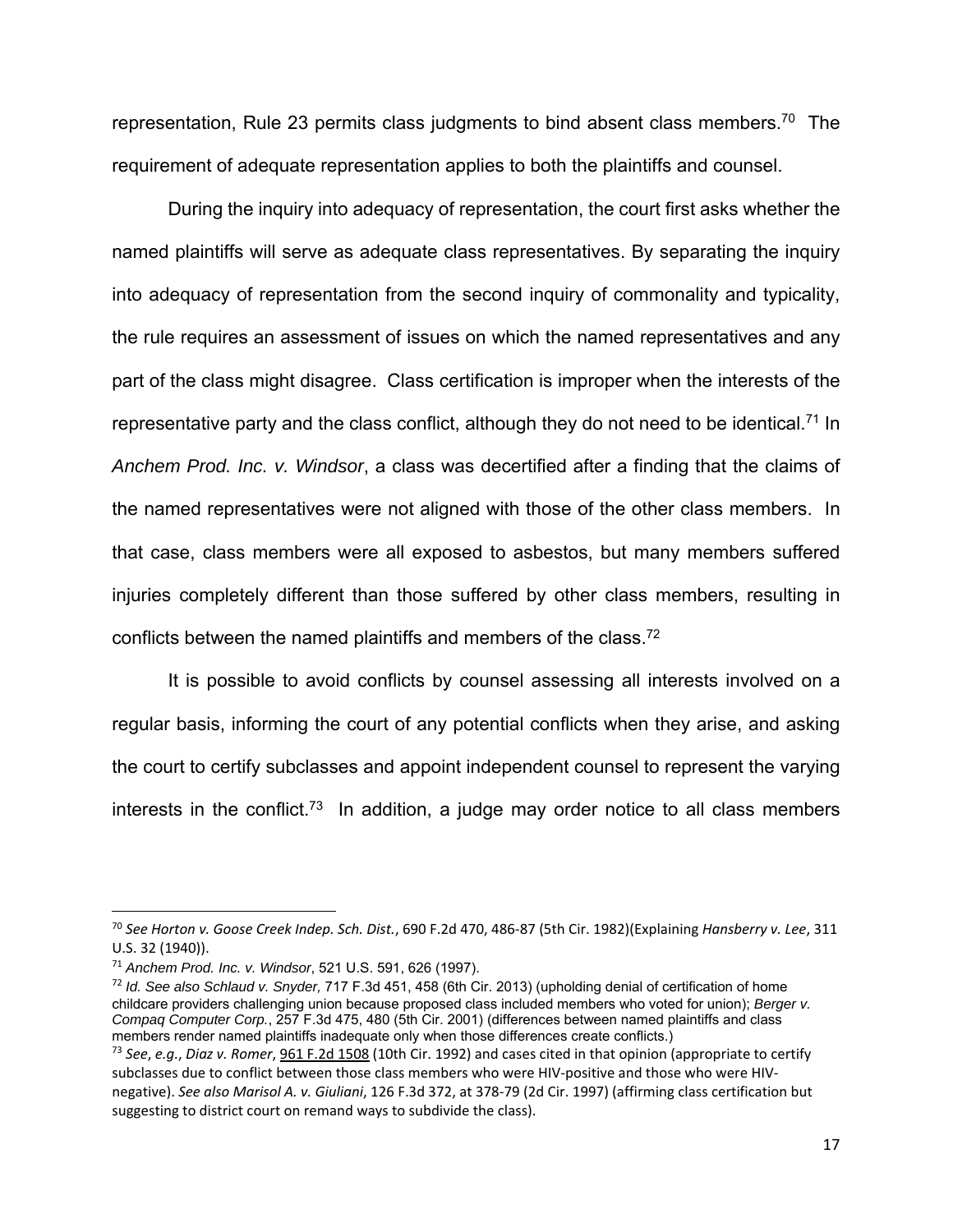representation, Rule 23 permits class judgments to bind absent class members.[70] The requirement of adequate representation applies to both the plaintiffs and counsel.

During the inquiry into adequacy of representation, the court first asks whether the named plaintiffs will serve as adequate class representatives. By separating the inquiry into adequacy of representation from the second inquiry of commonality and typicality, the rule requires an assessment of issues on which the named representatives and any part of the class might disagree. Class certification is improper when the interests of the representative party and the class conflict, although they do not need to be identical.[71] In *Anchem Prod. Inc. v. Windsor*, a class was decertified after a finding that the claims of the named representatives were not aligned with those of the other class members. In that case, class members were all exposed to asbestos, but many members suffered injuries completely different than those suffered by other class members, resulting in conflicts between the named plaintiffs and members of the class.[72]

It is possible to avoid conflicts by counsel assessing all interests involved on a regular basis, informing the court of any potential conflicts when they arise, and asking the court to certify subclasses and appoint independent counsel to represent the varying interests in the conflict.[73] In addition, a judge may order notice to all class members

---

[70] *See Horton v. Goose Creek Indep. Sch. Dist.*, 690 F.2d 470, 486-87 (5th Cir. 1982)(Explaining *Hansberry v. Lee*, 311 U.S. 32 (1940)).

[71] *Anchem Prod. Inc. v. Windsor*, 521 U.S. 591, 626 (1997).

[72] *Id. See also Schlaud v. Snyder*, 717 F.3d 451, 458 (6th Cir. 2013) (upholding denial of certification of home childcare providers challenging union because proposed class included members who voted for union); *Berger v. Compaq Computer Corp.*, 257 F.3d 475, 480 (5th Cir. 2001) (differences between named plaintiffs and class members render named plaintiffs inadequate only when those differences create conflicts.)

[73] *See*, *e.g.*, *Diaz v. Romer*, 961 F.2d 1508 (10th Cir. 1992) and cases cited in that opinion (appropriate to certify subclasses due to conflict between those class members who were HIV-positive and those who were HIV-negative). *See also Marisol A. v. Giuliani*, 126 F.3d 372, at 378-79 (2d Cir. 1997) (affirming class certification but suggesting to district court on remand ways to subdivide the class).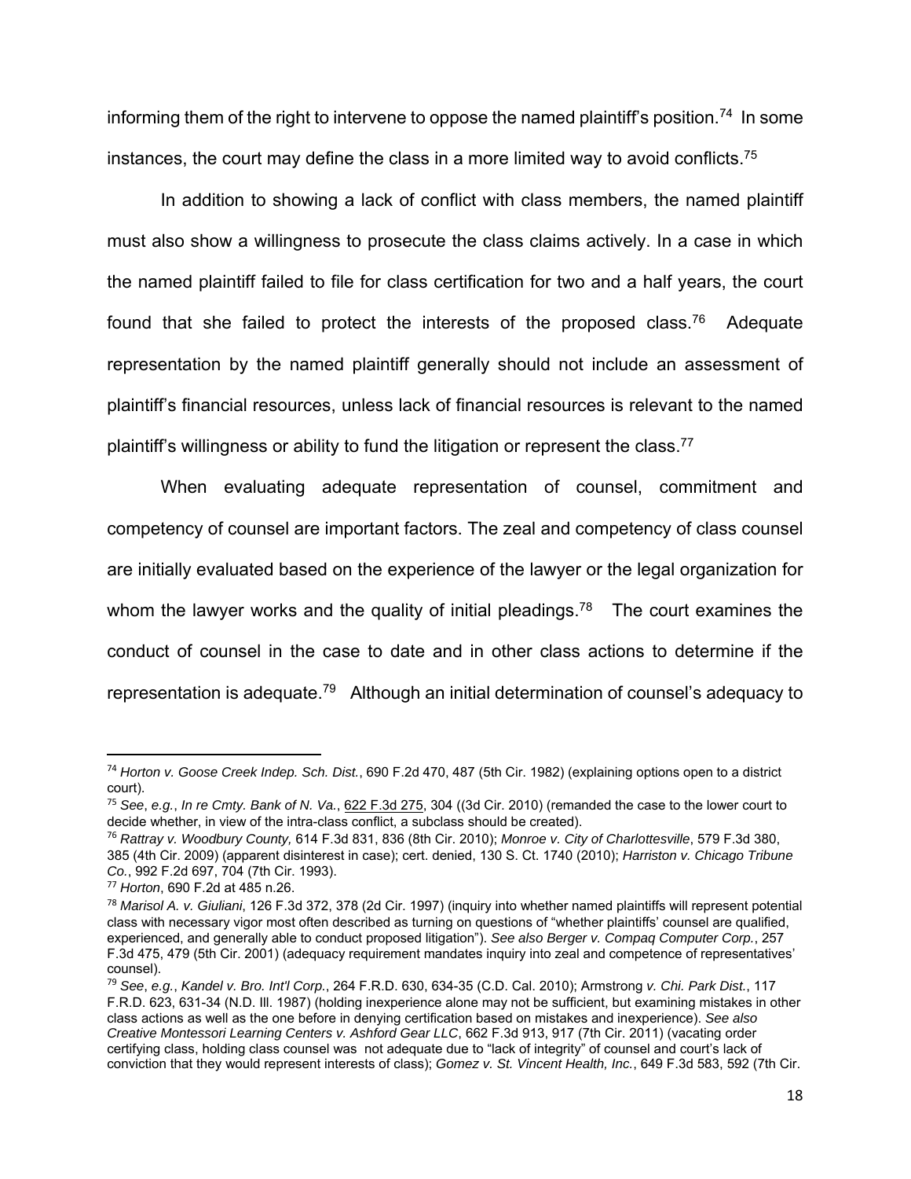informing them of the right to intervene to oppose the named plaintiff's position.[74] In some instances, the court may define the class in a more limited way to avoid conflicts.[75]

In addition to showing a lack of conflict with class members, the named plaintiff must also show a willingness to prosecute the class claims actively. In a case in which the named plaintiff failed to file for class certification for two and a half years, the court found that she failed to protect the interests of the proposed class.[76] Adequate representation by the named plaintiff generally should not include an assessment of plaintiff's financial resources, unless lack of financial resources is relevant to the named plaintiff's willingness or ability to fund the litigation or represent the class.[77]

When evaluating adequate representation of counsel, commitment and competency of counsel are important factors. The zeal and competency of class counsel are initially evaluated based on the experience of the lawyer or the legal organization for whom the lawyer works and the quality of initial pleadings.[78] The court examines the conduct of counsel in the case to date and in other class actions to determine if the representation is adequate.[79] Although an initial determination of counsel's adequacy to

---

[74] *Horton v. Goose Creek Indep. Sch. Dist.*, 690 F.2d 470, 487 (5th Cir. 1982) (explaining options open to a district court).

[75] *See*, *e.g.*, *In re Cmty. Bank of N. Va.*, 622 F.3d 275, 304 ((3d Cir. 2010) (remanded the case to the lower court to decide whether, in view of the intra-class conflict, a subclass should be created).

[76] *Rattray v. Woodbury County,* 614 F.3d 831, 836 (8th Cir. 2010); *Monroe v. City of Charlottesville*, 579 F.3d 380, 385 (4th Cir. 2009) (apparent disinterest in case); cert. denied, 130 S. Ct. 1740 (2010); *Harriston v. Chicago Tribune Co.*, 992 F.2d 697, 704 (7th Cir. 1993).

[77] *Horton*, 690 F.2d at 485 n.26.

[78] *Marisol A. v. Giuliani*, 126 F.3d 372, 378 (2d Cir. 1997) (inquiry into whether named plaintiffs will represent potential class with necessary vigor most often described as turning on questions of "whether plaintiffs' counsel are qualified, experienced, and generally able to conduct proposed litigation"). *See also Berger v. Compaq Computer Corp.*, 257 F.3d 475, 479 (5th Cir. 2001) (adequacy requirement mandates inquiry into zeal and competence of representatives' counsel).

[79] *See*, *e.g.*, *Kandel v. Bro. Int'l Corp.*, 264 F.R.D. 630, 634-35 (C.D. Cal. 2010); Armstrong *v. Chi. Park Dist.*, 117 F.R.D. 623, 631-34 (N.D. Ill. 1987) (holding inexperience alone may not be sufficient, but examining mistakes in other class actions as well as the one before in denying certification based on mistakes and inexperience). *See also Creative Montessori Learning Centers v. Ashford Gear LLC*, 662 F.3d 913, 917 (7th Cir. 2011) (vacating order certifying class, holding class counsel was not adequate due to "lack of integrity" of counsel and court's lack of conviction that they would represent interests of class); *Gomez v. St. Vincent Health, Inc.*, 649 F.3d 583, 592 (7th Cir.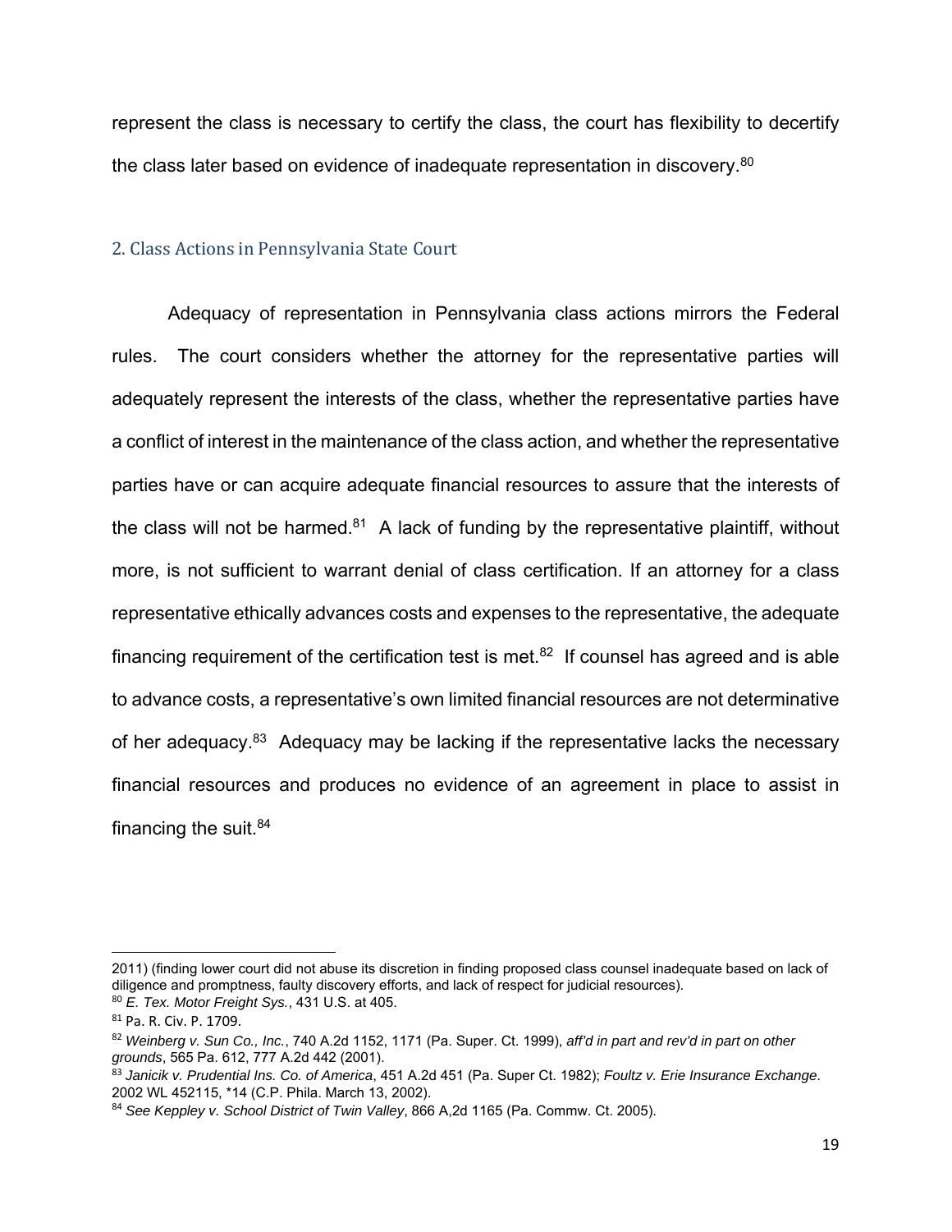represent the class is necessary to certify the class, the court has flexibility to decertify the class later based on evidence of inadequate representation in discovery.[80]

## 2. Class Actions in Pennsylvania State Court

Adequacy of representation in Pennsylvania class actions mirrors the Federal rules. The court considers whether the attorney for the representative parties will adequately represent the interests of the class, whether the representative parties have a conflict of interest in the maintenance of the class action, and whether the representative parties have or can acquire adequate financial resources to assure that the interests of the class will not be harmed.[81] A lack of funding by the representative plaintiff, without more, is not sufficient to warrant denial of class certification. If an attorney for a class representative ethically advances costs and expenses to the representative, the adequate financing requirement of the certification test is met.[82] If counsel has agreed and is able to advance costs, a representative's own limited financial resources are not determinative of her adequacy.[83] Adequacy may be lacking if the representative lacks the necessary financial resources and produces no evidence of an agreement in place to assist in financing the suit.[84]

---

2011) (finding lower court did not abuse its discretion in finding proposed class counsel inadequate based on lack of diligence and promptness, faulty discovery efforts, and lack of respect for judicial resources).

[80] *E. Tex. Motor Freight Sys.*, 431 U.S. at 405.

[81] Pa. R. Civ. P. 1709.

[82] *Weinberg v. Sun Co., Inc.*, 740 A.2d 1152, 1171 (Pa. Super. Ct. 1999), *aff'd in part and rev'd in part on other grounds*, 565 Pa. 612, 777 A.2d 442 (2001).

[83] *Janicik v. Prudential Ins. Co. of America*, 451 A.2d 451 (Pa. Super Ct. 1982); *Foultz v. Erie Insurance Exchange*. 2002 WL 452115, *14 (C.P. Phila. March 13, 2002).

[84] *See Keppley v. School District of Twin Valley*, 866 A,2d 1165 (Pa. Commw. Ct. 2005).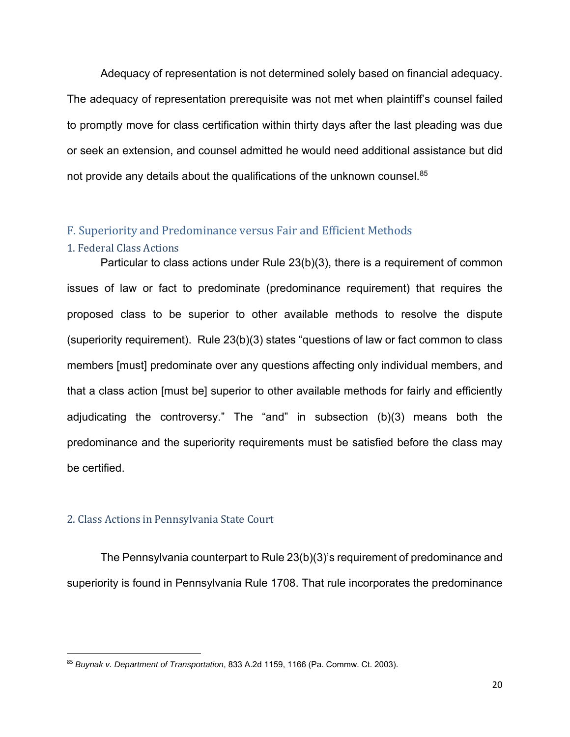Adequacy of representation is not determined solely based on financial adequacy. The adequacy of representation prerequisite was not met when plaintiff's counsel failed to promptly move for class certification within thirty days after the last pleading was due or seek an extension, and counsel admitted he would need additional assistance but did not provide any details about the qualifications of the unknown counsel.[85]

## F. Superiority and Predominance versus Fair and Efficient Methods

### 1. Federal Class Actions

Particular to class actions under Rule 23(b)(3), there is a requirement of common issues of law or fact to predominate (predominance requirement) that requires the proposed class to be superior to other available methods to resolve the dispute (superiority requirement). Rule 23(b)(3) states "questions of law or fact common to class members [must] predominate over any questions affecting only individual members, and that a class action [must be] superior to other available methods for fairly and efficiently adjudicating the controversy." The "and" in subsection (b)(3) means both the predominance and the superiority requirements must be satisfied before the class may be certified.

### 2. Class Actions in Pennsylvania State Court

The Pennsylvania counterpart to Rule 23(b)(3)'s requirement of predominance and superiority is found in Pennsylvania Rule 1708. That rule incorporates the predominance

[85] *Buynak v. Department of Transportation*, 833 A.2d 1159, 1166 (Pa. Commw. Ct. 2003).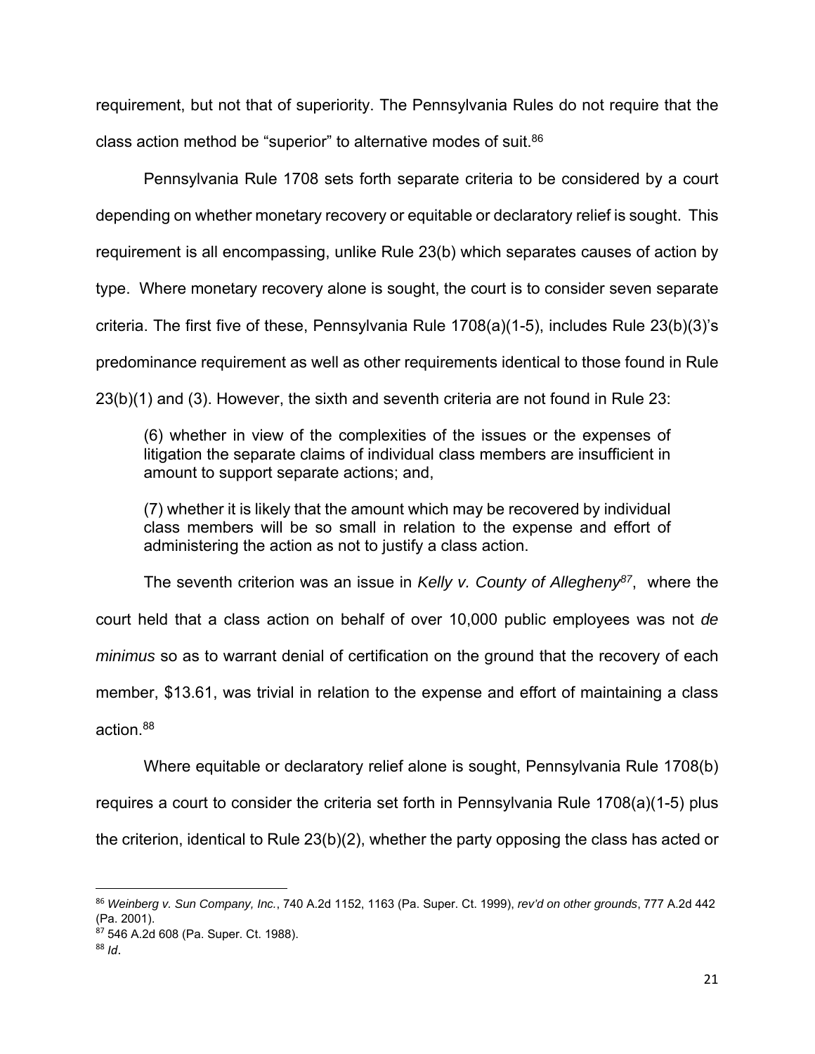requirement, but not that of superiority. The Pennsylvania Rules do not require that the class action method be "superior" to alternative modes of suit.[86]

Pennsylvania Rule 1708 sets forth separate criteria to be considered by a court depending on whether monetary recovery or equitable or declaratory relief is sought. This requirement is all encompassing, unlike Rule 23(b) which separates causes of action by type. Where monetary recovery alone is sought, the court is to consider seven separate criteria. The first five of these, Pennsylvania Rule 1708(a)(1-5), includes Rule 23(b)(3)'s predominance requirement as well as other requirements identical to those found in Rule 23(b)(1) and (3). However, the sixth and seventh criteria are not found in Rule 23:

> (6) whether in view of the complexities of the issues or the expenses of litigation the separate claims of individual class members are insufficient in amount to support separate actions; and,
>
> (7) whether it is likely that the amount which may be recovered by individual class members will be so small in relation to the expense and effort of administering the action as not to justify a class action.

The seventh criterion was an issue in *Kelly v. County of Allegheny*[87], where the court held that a class action on behalf of over 10,000 public employees was not *de minimus* so as to warrant denial of certification on the ground that the recovery of each member, $13.61, was trivial in relation to the expense and effort of maintaining a class action.[88]

Where equitable or declaratory relief alone is sought, Pennsylvania Rule 1708(b) requires a court to consider the criteria set forth in Pennsylvania Rule 1708(a)(1-5) plus the criterion, identical to Rule 23(b)(2), whether the party opposing the class has acted or

---

[86] *Weinberg v. Sun Company, Inc.*, 740 A.2d 1152, 1163 (Pa. Super. Ct. 1999), *rev'd on other grounds*, 777 A.2d 442 (Pa. 2001).

[87] 546 A.2d 608 (Pa. Super. Ct. 1988).

[88] *Id*.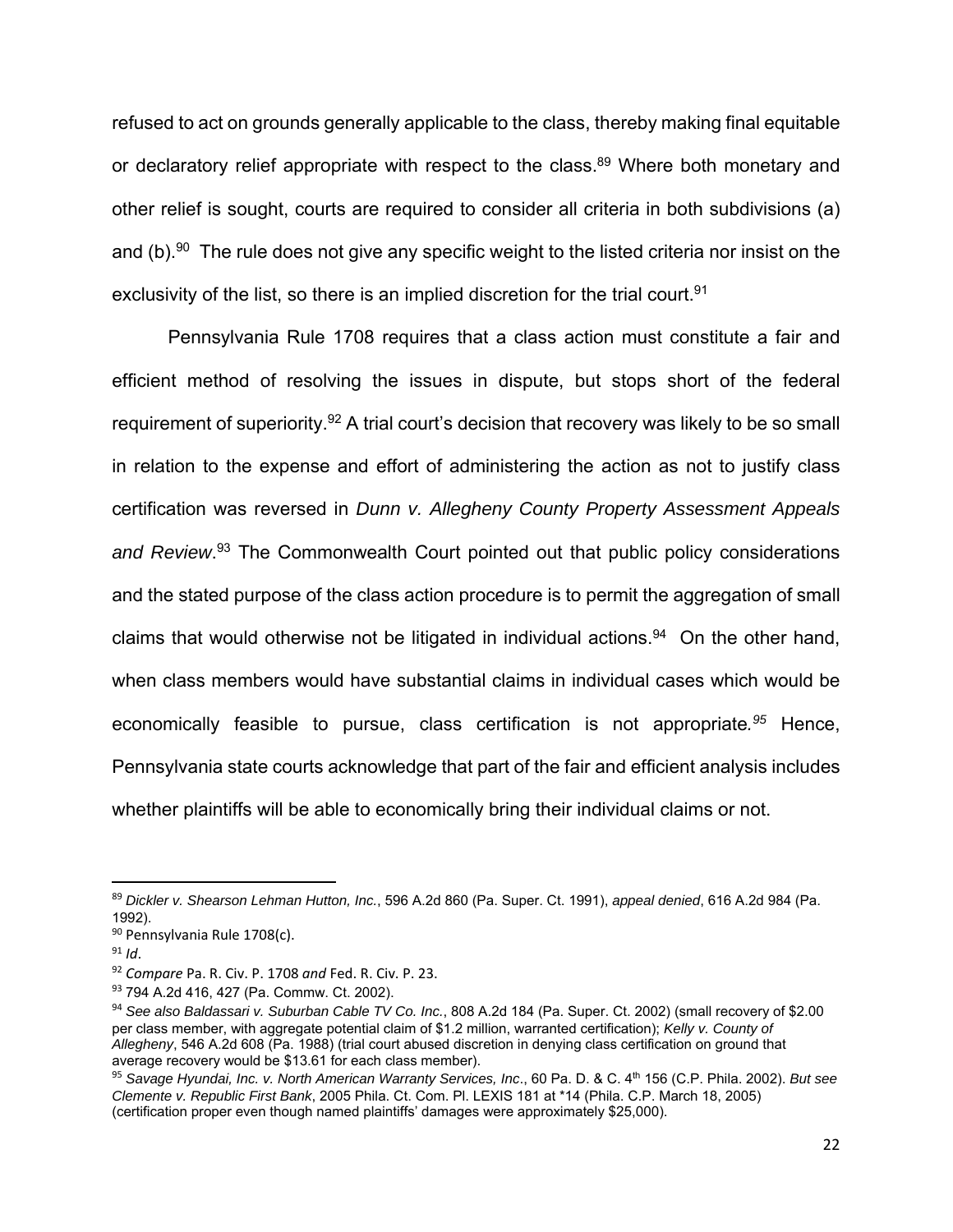refused to act on grounds generally applicable to the class, thereby making final equitable or declaratory relief appropriate with respect to the class.[89] Where both monetary and other relief is sought, courts are required to consider all criteria in both subdivisions (a) and (b).[90] The rule does not give any specific weight to the listed criteria nor insist on the exclusivity of the list, so there is an implied discretion for the trial court.[91]

Pennsylvania Rule 1708 requires that a class action must constitute a fair and efficient method of resolving the issues in dispute, but stops short of the federal requirement of superiority.[92] A trial court's decision that recovery was likely to be so small in relation to the expense and effort of administering the action as not to justify class certification was reversed in *Dunn v. Allegheny County Property Assessment Appeals and Review*.[93] The Commonwealth Court pointed out that public policy considerations and the stated purpose of the class action procedure is to permit the aggregation of small claims that would otherwise not be litigated in individual actions.[94] On the other hand, when class members would have substantial claims in individual cases which would be economically feasible to pursue, class certification is not appropriate.[95] Hence, Pennsylvania state courts acknowledge that part of the fair and efficient analysis includes whether plaintiffs will be able to economically bring their individual claims or not.

---

[89] *Dickler v. Shearson Lehman Hutton, Inc.*, 596 A.2d 860 (Pa. Super. Ct. 1991), *appeal denied*, 616 A.2d 984 (Pa. 1992).

[90] Pennsylvania Rule 1708(c).

[91] *Id*.

[92] *Compare* Pa. R. Civ. P. 1708 *and* Fed. R. Civ. P. 23.

[93] 794 A.2d 416, 427 (Pa. Commw. Ct. 2002).

[94] *See also Baldassari v. Suburban Cable TV Co. Inc.*, 808 A.2d 184 (Pa. Super. Ct. 2002) (small recovery of $2.00 per class member, with aggregate potential claim of $1.2 million, warranted certification); *Kelly v. County of Allegheny*, 546 A.2d 608 (Pa. 1988) (trial court abused discretion in denying class certification on ground that average recovery would be $13.61 for each class member).

[95] *Savage Hyundai, Inc. v. North American Warranty Services, Inc*., 60 Pa. D. & C. 4th 156 (C.P. Phila. 2002). *But see Clemente v. Republic First Bank*, 2005 Phila. Ct. Com. Pl. LEXIS 181 at *14 (Phila. C.P. March 18, 2005) (certification proper even though named plaintiffs' damages were approximately $25,000).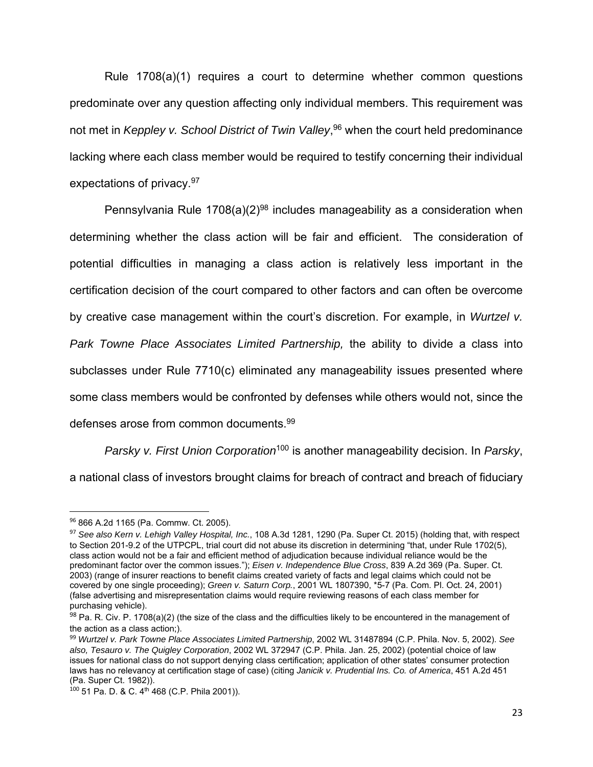Rule 1708(a)(1) requires a court to determine whether common questions predominate over any question affecting only individual members. This requirement was not met in *Keppley v. School District of Twin Valley*,[96] when the court held predominance lacking where each class member would be required to testify concerning their individual expectations of privacy.[97]

Pennsylvania Rule 1708(a)(2)[98] includes manageability as a consideration when determining whether the class action will be fair and efficient. The consideration of potential difficulties in managing a class action is relatively less important in the certification decision of the court compared to other factors and can often be overcome by creative case management within the court's discretion. For example, in *Wurtzel v. Park Towne Place Associates Limited Partnership,* the ability to divide a class into subclasses under Rule 7710(c) eliminated any manageability issues presented where some class members would be confronted by defenses while others would not, since the defenses arose from common documents.[99]

*Parsky v. First Union Corporation*[100] is another manageability decision. In *Parsky*, a national class of investors brought claims for breach of contract and breach of fiduciary

---

[96] 866 A.2d 1165 (Pa. Commw. Ct. 2005).

[97] *See also Kern v. Lehigh Valley Hospital, Inc.*, 108 A.3d 1281, 1290 (Pa. Super Ct. 2015) (holding that, with respect to Section 201-9.2 of the UTPCPL, trial court did not abuse its discretion in determining "that, under Rule 1702(5), class action would not be a fair and efficient method of adjudication because individual reliance would be the predominant factor over the common issues."); *Eisen v. Independence Blue Cross*, 839 A.2d 369 (Pa. Super. Ct. 2003) (range of insurer reactions to benefit claims created variety of facts and legal claims which could not be covered by one single proceeding); *Green v. Saturn Corp.*, 2001 WL 1807390, *5-7 (Pa. Com. Pl. Oct. 24, 2001) (false advertising and misrepresentation claims would require reviewing reasons of each class member for purchasing vehicle).

[98] Pa. R. Civ. P. 1708(a)(2) (the size of the class and the difficulties likely to be encountered in the management of the action as a class action;).

[99] *Wurtzel v. Park Towne Place Associates Limited Partnership*, 2002 WL 31487894 (C.P. Phila. Nov. 5, 2002). *See also, Tesauro v. The Quigley Corporation*, 2002 WL 372947 (C.P. Phila. Jan. 25, 2002) (potential choice of law issues for national class do not support denying class certification; application of other states' consumer protection laws has no relevancy at certification stage of case) (citing *Janicik v. Prudential Ins. Co. of America*, 451 A.2d 451 (Pa. Super Ct. 1982)).

[100] 51 Pa. D. & C. 4th 468 (C.P. Phila 2001)).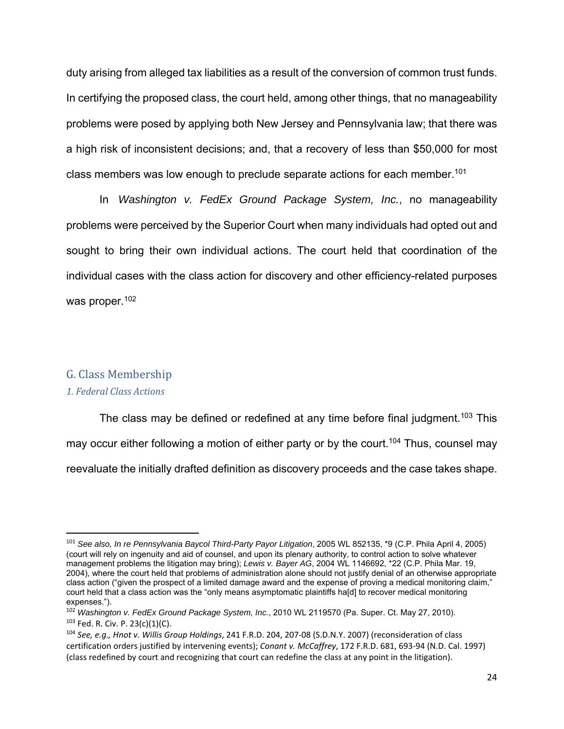duty arising from alleged tax liabilities as a result of the conversion of common trust funds. In certifying the proposed class, the court held, among other things, that no manageability problems were posed by applying both New Jersey and Pennsylvania law; that there was a high risk of inconsistent decisions; and, that a recovery of less than $50,000 for most class members was low enough to preclude separate actions for each member.[101]

In *Washington v. FedEx Ground Package System, Inc.*, no manageability problems were perceived by the Superior Court when many individuals had opted out and sought to bring their own individual actions. The court held that coordination of the individual cases with the class action for discovery and other efficiency-related purposes was proper.[102]

## G. Class Membership

### *1. Federal Class Actions*

The class may be defined or redefined at any time before final judgment.[103] This may occur either following a motion of either party or by the court.[104] Thus, counsel may reevaluate the initially drafted definition as discovery proceeds and the case takes shape.

---

[101] *See also, In re Pennsylvania Baycol Third-Party Payor Litigation*, 2005 WL 852135, *9 (C.P. Phila April 4, 2005) (court will rely on ingenuity and aid of counsel, and upon its plenary authority, to control action to solve whatever management problems the litigation may bring); *Lewis v. Bayer AG*, 2004 WL 1146692, *22 (C.P. Phila Mar. 19, 2004), where the court held that problems of administration alone should not justify denial of an otherwise appropriate class action ("given the prospect of a limited damage award and the expense of proving a medical monitoring claim," court held that a class action was the "only means asymptomatic plaintiffs ha[d] to recover medical monitoring expenses.").

[102] *Washington v. FedEx Ground Package System, Inc.*, 2010 WL 2119570 (Pa. Super. Ct. May 27, 2010).

[103] Fed. R. Civ. P. 23(c)(1)(C).

[104] *See, e.g., Hnot v. Willis Group Holdings*, 241 F.R.D. 204, 207-08 (S.D.N.Y. 2007) (reconsideration of class certification orders justified by intervening events); *Conant v. McCaffrey*, 172 F.R.D. 681, 693-94 (N.D. Cal. 1997) (class redefined by court and recognizing that court can redefine the class at any point in the litigation).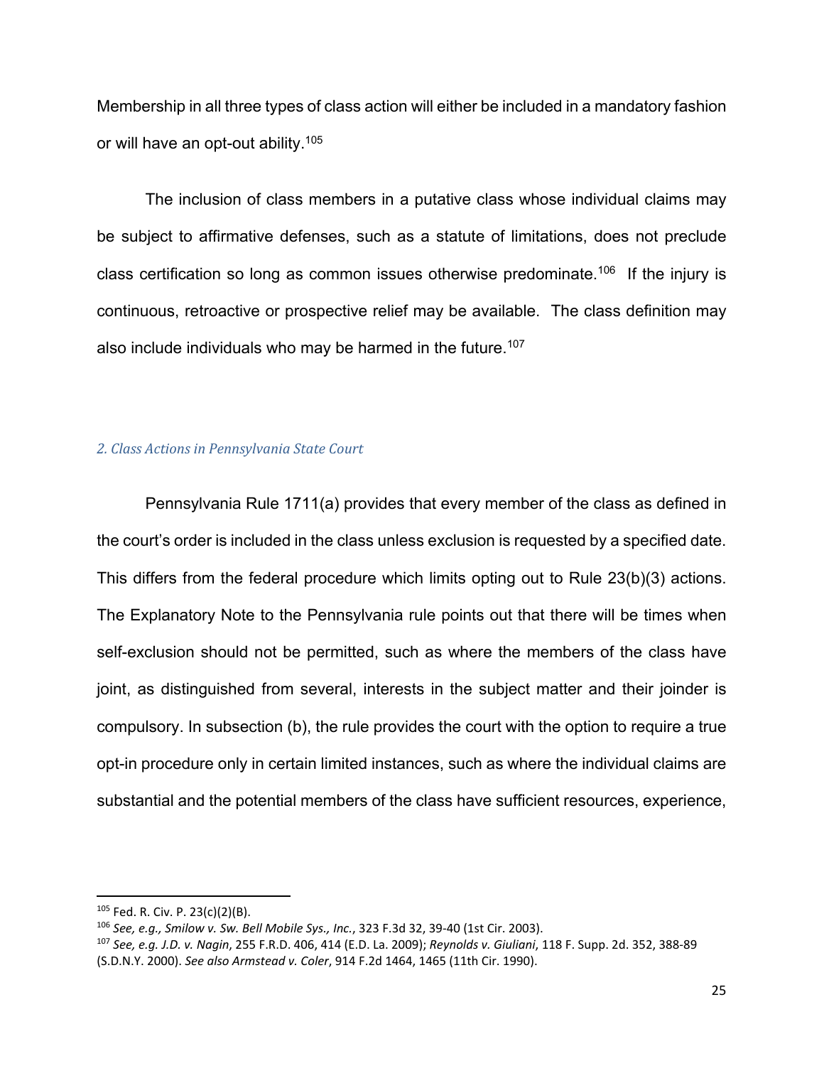Membership in all three types of class action will either be included in a mandatory fashion or will have an opt-out ability.[105]

The inclusion of class members in a putative class whose individual claims may be subject to affirmative defenses, such as a statute of limitations, does not preclude class certification so long as common issues otherwise predominate.[106] If the injury is continuous, retroactive or prospective relief may be available. The class definition may also include individuals who may be harmed in the future.[107]

### *2. Class Actions in Pennsylvania State Court*

Pennsylvania Rule 1711(a) provides that every member of the class as defined in the court's order is included in the class unless exclusion is requested by a specified date. This differs from the federal procedure which limits opting out to Rule 23(b)(3) actions. The Explanatory Note to the Pennsylvania rule points out that there will be times when self-exclusion should not be permitted, such as where the members of the class have joint, as distinguished from several, interests in the subject matter and their joinder is compulsory. In subsection (b), the rule provides the court with the option to require a true opt-in procedure only in certain limited instances, such as where the individual claims are substantial and the potential members of the class have sufficient resources, experience,

---

[105] Fed. R. Civ. P. 23(c)(2)(B).

[106] *See, e.g., Smilow v. Sw. Bell Mobile Sys., Inc.*, 323 F.3d 32, 39-40 (1st Cir. 2003).

[107] *See, e.g. J.D. v. Nagin*, 255 F.R.D. 406, 414 (E.D. La. 2009); *Reynolds v. Giuliani*, 118 F. Supp. 2d. 352, 388-89 (S.D.N.Y. 2000). *See also Armstead v. Coler*, 914 F.2d 1464, 1465 (11th Cir. 1990).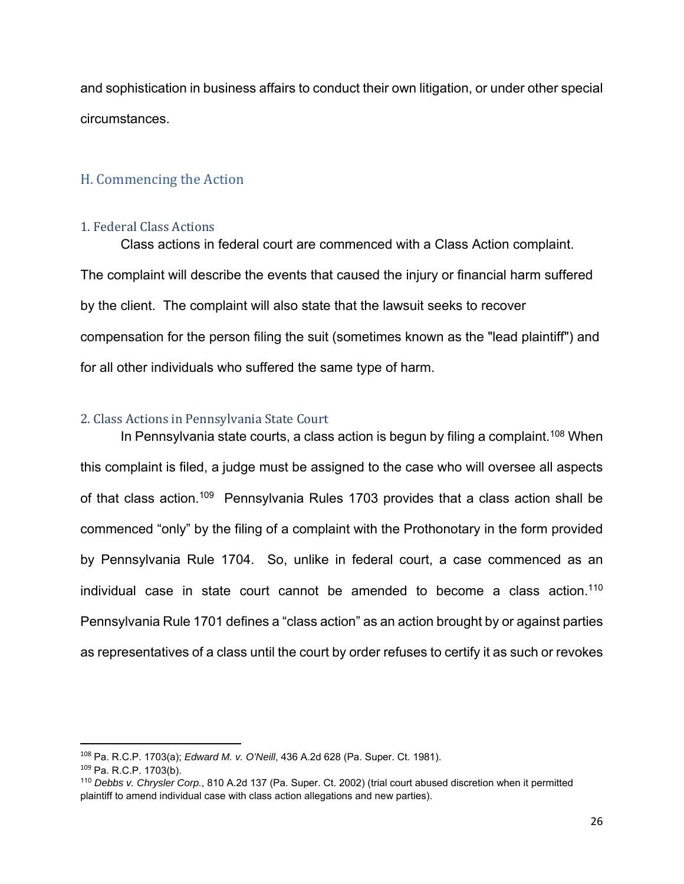and sophistication in business affairs to conduct their own litigation, or under other special circumstances.

## H. Commencing the Action

### 1. Federal Class Actions

Class actions in federal court are commenced with a Class Action complaint. The complaint will describe the events that caused the injury or financial harm suffered by the client. The complaint will also state that the lawsuit seeks to recover compensation for the person filing the suit (sometimes known as the "lead plaintiff") and for all other individuals who suffered the same type of harm.

### 2. Class Actions in Pennsylvania State Court

In Pennsylvania state courts, a class action is begun by filing a complaint.[108] When this complaint is filed, a judge must be assigned to the case who will oversee all aspects of that class action.[109] Pennsylvania Rules 1703 provides that a class action shall be commenced "only" by the filing of a complaint with the Prothonotary in the form provided by Pennsylvania Rule 1704. So, unlike in federal court, a case commenced as an individual case in state court cannot be amended to become a class action.[110] Pennsylvania Rule 1701 defines a "class action" as an action brought by or against parties as representatives of a class until the court by order refuses to certify it as such or revokes

---

[108] Pa. R.C.P. 1703(a); *Edward M. v. O'Neill*, 436 A.2d 628 (Pa. Super. Ct. 1981).

[109] Pa. R.C.P. 1703(b).

[110] *Debbs v. Chrysler Corp.*, 810 A.2d 137 (Pa. Super. Ct. 2002) (trial court abused discretion when it permitted plaintiff to amend individual case with class action allegations and new parties).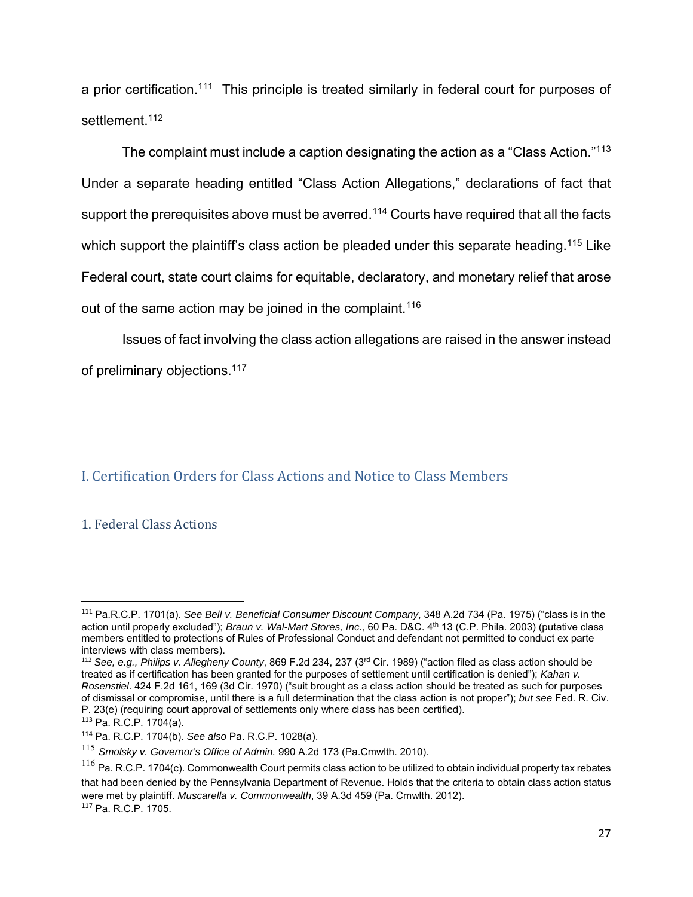a prior certification.[111] This principle is treated similarly in federal court for purposes of settlement.[112]

The complaint must include a caption designating the action as a "Class Action."[113] Under a separate heading entitled "Class Action Allegations," declarations of fact that support the prerequisites above must be averred.[114] Courts have required that all the facts which support the plaintiff's class action be pleaded under this separate heading.[115] Like Federal court, state court claims for equitable, declaratory, and monetary relief that arose out of the same action may be joined in the complaint.[116]

Issues of fact involving the class action allegations are raised in the answer instead of preliminary objections.[117]

## I. Certification Orders for Class Actions and Notice to Class Members

### 1. Federal Class Actions

---

[111] Pa.R.C.P. 1701(a). *See Bell v. Beneficial Consumer Discount Company*, 348 A.2d 734 (Pa. 1975) ("class is in the action until properly excluded"); *Braun v. Wal-Mart Stores, Inc.*, 60 Pa. D&C. 4th 13 (C.P. Phila. 2003) (putative class members entitled to protections of Rules of Professional Conduct and defendant not permitted to conduct ex parte interviews with class members).

[112] *See, e.g., Philips v. Allegheny County*, 869 F.2d 234, 237 (3rd Cir. 1989) ("action filed as class action should be treated as if certification has been granted for the purposes of settlement until certification is denied"); *Kahan v. Rosenstiel*. 424 F.2d 161, 169 (3d Cir. 1970) ("suit brought as a class action should be treated as such for purposes of dismissal or compromise, until there is a full determination that the class action is not proper"); *but see* Fed. R. Civ. P. 23(e) (requiring court approval of settlements only where class has been certified).

[113] Pa. R.C.P. 1704(a).

[114] Pa. R.C.P. 1704(b). *See also* Pa. R.C.P. 1028(a).

[115] *Smolsky v. Governor's Office of Admin.* 990 A.2d 173 (Pa.Cmwlth. 2010).

[116] Pa. R.C.P. 1704(c). Commonwealth Court permits class action to be utilized to obtain individual property tax rebates that had been denied by the Pennsylvania Department of Revenue. Holds that the criteria to obtain class action status were met by plaintiff. *Muscarella v. Commonwealth*, 39 A.3d 459 (Pa. Cmwlth. 2012).

[117] Pa. R.C.P. 1705.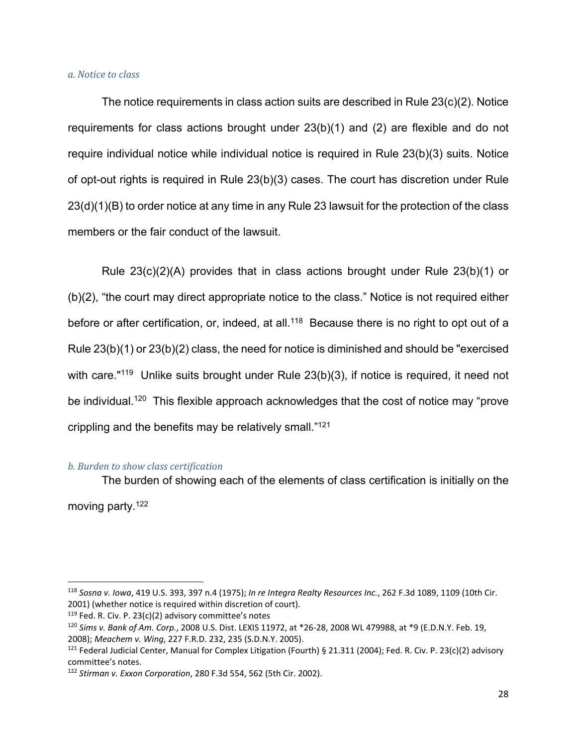*a. Notice to class*

The notice requirements in class action suits are described in Rule 23(c)(2). Notice requirements for class actions brought under 23(b)(1) and (2) are flexible and do not require individual notice while individual notice is required in Rule 23(b)(3) suits. Notice of opt-out rights is required in Rule 23(b)(3) cases. The court has discretion under Rule 23(d)(1)(B) to order notice at any time in any Rule 23 lawsuit for the protection of the class members or the fair conduct of the lawsuit.

Rule 23(c)(2)(A) provides that in class actions brought under Rule 23(b)(1) or (b)(2), "the court may direct appropriate notice to the class." Notice is not required either before or after certification, or, indeed, at all.[118] Because there is no right to opt out of a Rule 23(b)(1) or 23(b)(2) class, the need for notice is diminished and should be "exercised with care."[119] Unlike suits brought under Rule 23(b)(3), if notice is required, it need not be individual.[120] This flexible approach acknowledges that the cost of notice may "prove crippling and the benefits may be relatively small."[121]

*b. Burden to show class certification*

The burden of showing each of the elements of class certification is initially on the moving party.[122]

---

[118] *Sosna v. Iowa*, 419 U.S. 393, 397 n.4 (1975); *In re Integra Realty Resources Inc.*, 262 F.3d 1089, 1109 (10th Cir. 2001) (whether notice is required within discretion of court).

[119] Fed. R. Civ. P. 23(c)(2) advisory committee's notes

[120] *Sims v. Bank of Am. Corp.*, 2008 U.S. Dist. LEXIS 11972, at *26-28, 2008 WL 479988, at *9 (E.D.N.Y. Feb. 19, 2008); *Meachem v. Wing*, 227 F.R.D. 232, 235 (S.D.N.Y. 2005).

[121] Federal Judicial Center, Manual for Complex Litigation (Fourth) § 21.311 (2004); Fed. R. Civ. P. 23(c)(2) advisory committee's notes.

[122] *Stirman v. Exxon Corporation*, 280 F.3d 554, 562 (5th Cir. 2002).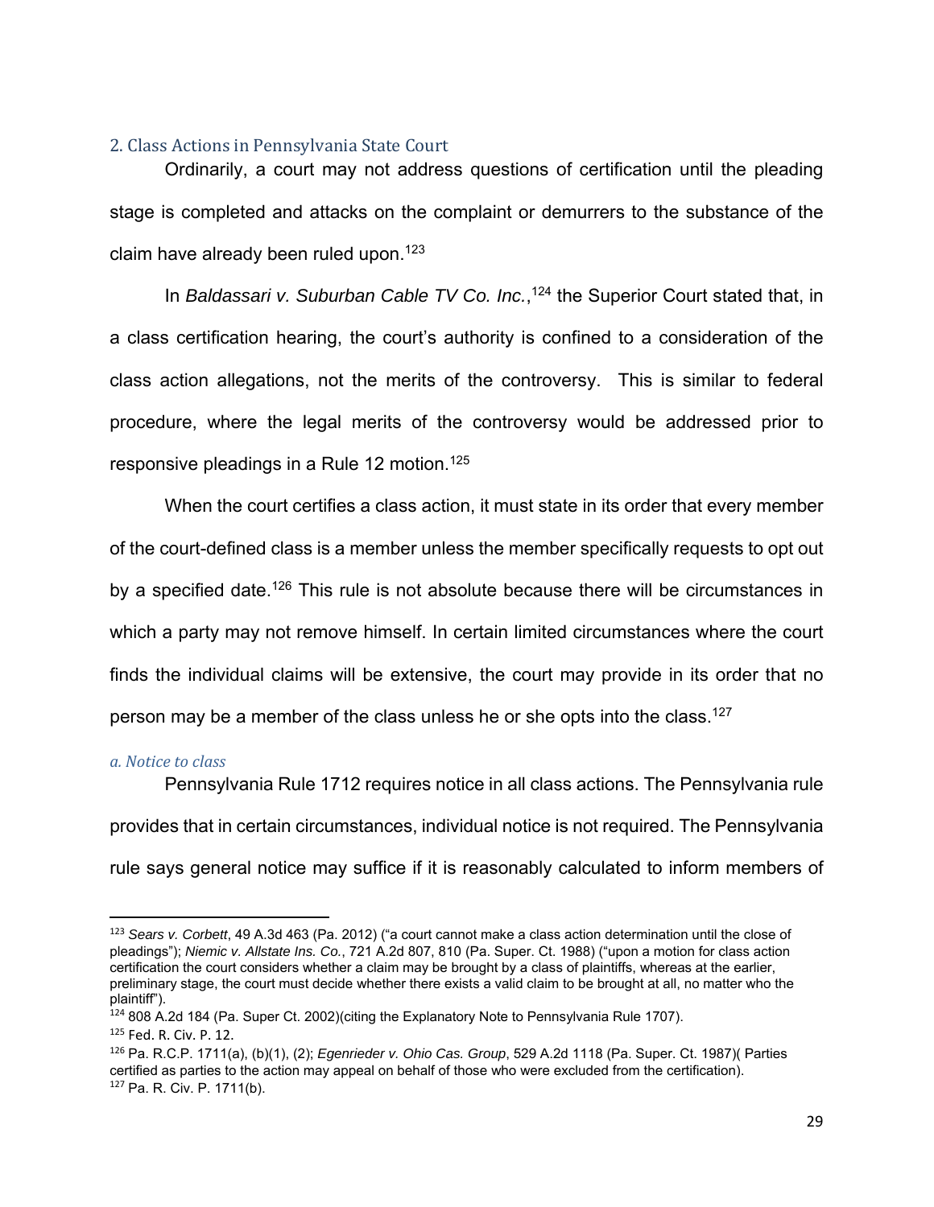### 2. Class Actions in Pennsylvania State Court

Ordinarily, a court may not address questions of certification until the pleading stage is completed and attacks on the complaint or demurrers to the substance of the claim have already been ruled upon.[123]

In *Baldassari v. Suburban Cable TV Co. Inc.*,[124] the Superior Court stated that, in a class certification hearing, the court's authority is confined to a consideration of the class action allegations, not the merits of the controversy. This is similar to federal procedure, where the legal merits of the controversy would be addressed prior to responsive pleadings in a Rule 12 motion.[125]

When the court certifies a class action, it must state in its order that every member of the court-defined class is a member unless the member specifically requests to opt out by a specified date.[126] This rule is not absolute because there will be circumstances in which a party may not remove himself. In certain limited circumstances where the court finds the individual claims will be extensive, the court may provide in its order that no person may be a member of the class unless he or she opts into the class.[127]

#### *a. Notice to class*

Pennsylvania Rule 1712 requires notice in all class actions. The Pennsylvania rule provides that in certain circumstances, individual notice is not required. The Pennsylvania rule says general notice may suffice if it is reasonably calculated to inform members of

---

[123] *Sears v. Corbett*, 49 A.3d 463 (Pa. 2012) ("a court cannot make a class action determination until the close of pleadings"); *Niemic v. Allstate Ins. Co.*, 721 A.2d 807, 810 (Pa. Super. Ct. 1988) ("upon a motion for class action certification the court considers whether a claim may be brought by a class of plaintiffs, whereas at the earlier, preliminary stage, the court must decide whether there exists a valid claim to be brought at all, no matter who the plaintiff").

[124] 808 A.2d 184 (Pa. Super Ct. 2002)(citing the Explanatory Note to Pennsylvania Rule 1707).

[125] Fed. R. Civ. P. 12.

[126] Pa. R.C.P. 1711(a), (b)(1), (2); *Egenrieder v. Ohio Cas. Group*, 529 A.2d 1118 (Pa. Super. Ct. 1987)( Parties certified as parties to the action may appeal on behalf of those who were excluded from the certification).

[127] Pa. R. Civ. P. 1711(b).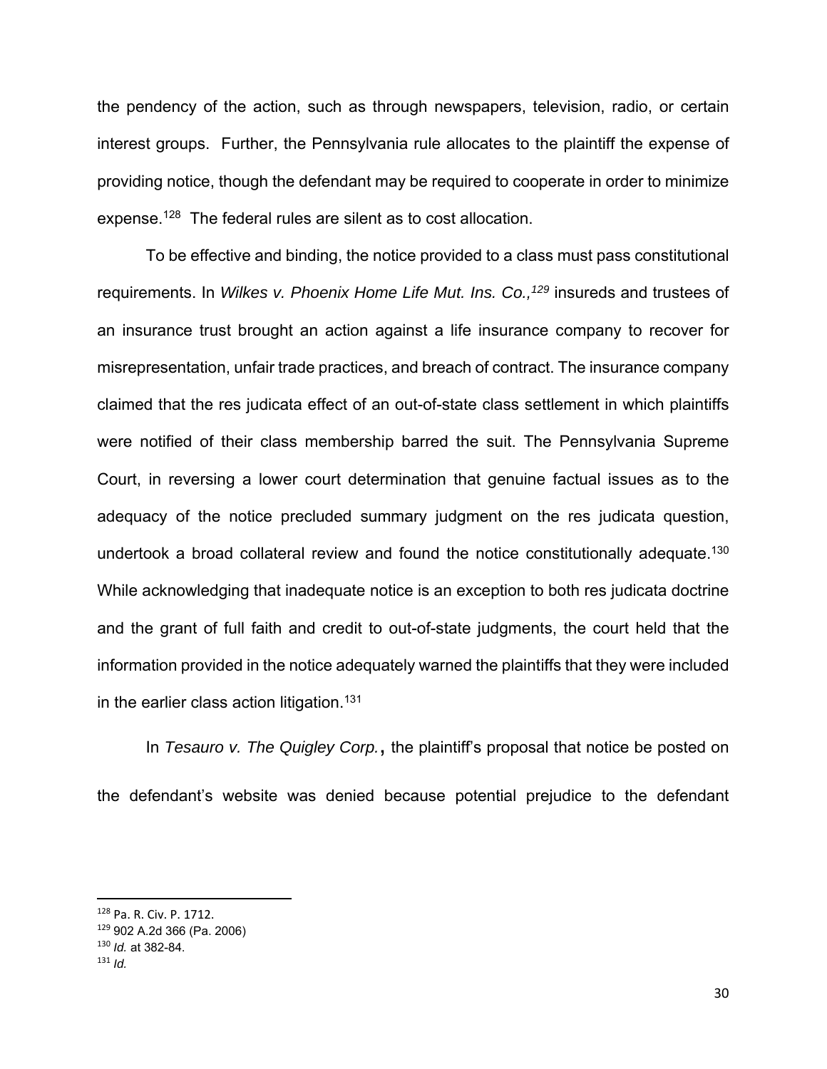the pendency of the action, such as through newspapers, television, radio, or certain interest groups. Further, the Pennsylvania rule allocates to the plaintiff the expense of providing notice, though the defendant may be required to cooperate in order to minimize expense.[128] The federal rules are silent as to cost allocation.

To be effective and binding, the notice provided to a class must pass constitutional requirements. In *Wilkes v. Phoenix Home Life Mut. Ins. Co.,*[129] insureds and trustees of an insurance trust brought an action against a life insurance company to recover for misrepresentation, unfair trade practices, and breach of contract. The insurance company claimed that the res judicata effect of an out-of-state class settlement in which plaintiffs were notified of their class membership barred the suit. The Pennsylvania Supreme Court, in reversing a lower court determination that genuine factual issues as to the adequacy of the notice precluded summary judgment on the res judicata question, undertook a broad collateral review and found the notice constitutionally adequate.[130] While acknowledging that inadequate notice is an exception to both res judicata doctrine and the grant of full faith and credit to out-of-state judgments, the court held that the information provided in the notice adequately warned the plaintiffs that they were included in the earlier class action litigation.[131]

In *Tesauro v. The Quigley Corp.*, the plaintiff's proposal that notice be posted on the defendant's website was denied because potential prejudice to the defendant

---

[128] Pa. R. Civ. P. 1712.
[129] 902 A.2d 366 (Pa. 2006)
[130] *Id.* at 382-84.
[131] *Id.*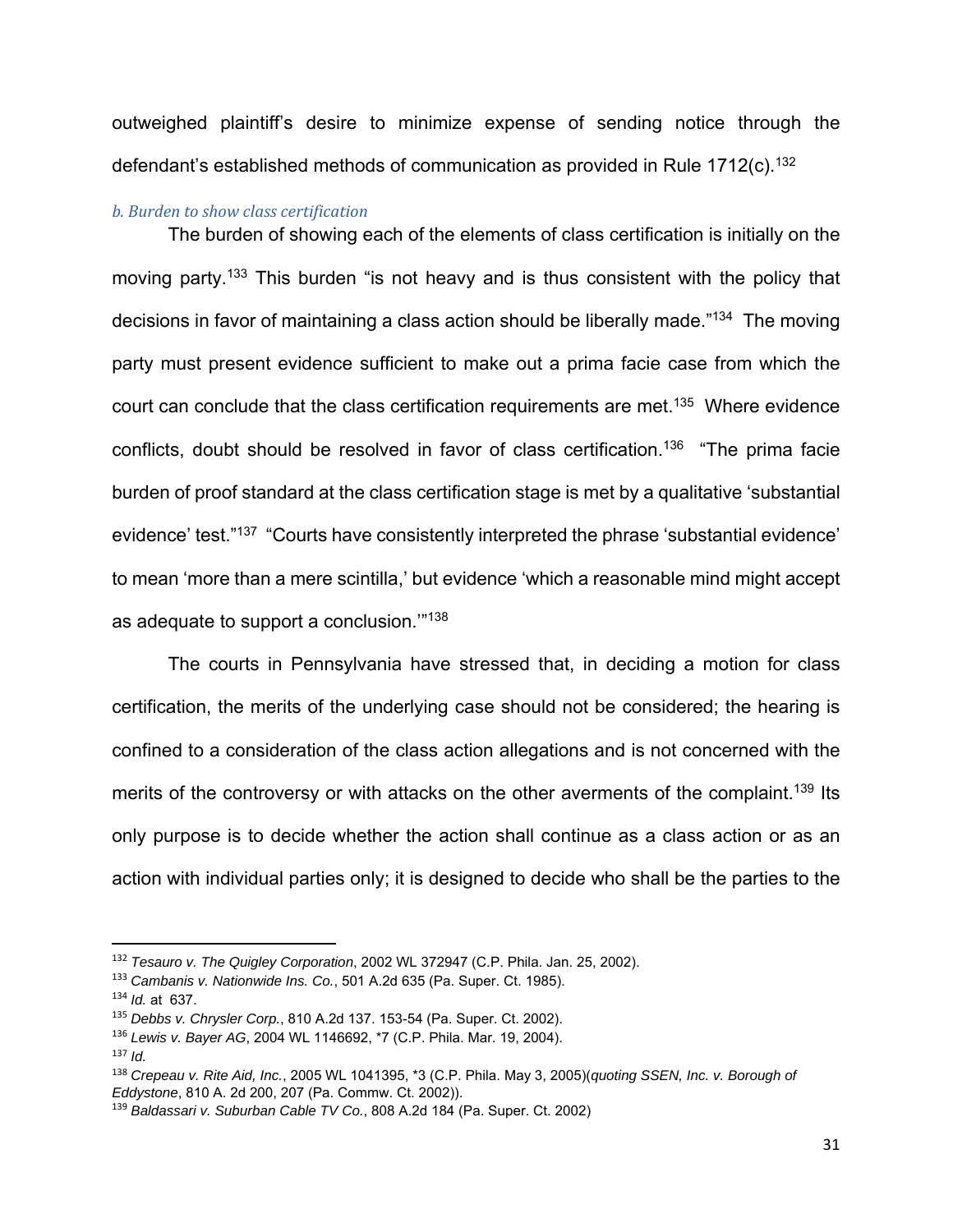outweighed plaintiff's desire to minimize expense of sending notice through the defendant's established methods of communication as provided in Rule 1712(c).[132]

*b. Burden to show class certification*

The burden of showing each of the elements of class certification is initially on the moving party.[133] This burden "is not heavy and is thus consistent with the policy that decisions in favor of maintaining a class action should be liberally made."[134] The moving party must present evidence sufficient to make out a prima facie case from which the court can conclude that the class certification requirements are met.[135] Where evidence conflicts, doubt should be resolved in favor of class certification.[136] "The prima facie burden of proof standard at the class certification stage is met by a qualitative 'substantial evidence' test."[137] "Courts have consistently interpreted the phrase 'substantial evidence' to mean 'more than a mere scintilla,' but evidence 'which a reasonable mind might accept as adequate to support a conclusion.'"[138]

The courts in Pennsylvania have stressed that, in deciding a motion for class certification, the merits of the underlying case should not be considered; the hearing is confined to a consideration of the class action allegations and is not concerned with the merits of the controversy or with attacks on the other averments of the complaint.[139] Its only purpose is to decide whether the action shall continue as a class action or as an action with individual parties only; it is designed to decide who shall be the parties to the

---

[132] *Tesauro v. The Quigley Corporation*, 2002 WL 372947 (C.P. Phila. Jan. 25, 2002).

[133] *Cambanis v. Nationwide Ins. Co.*, 501 A.2d 635 (Pa. Super. Ct. 1985).

[134] *Id.* at 637.

[135] *Debbs v. Chrysler Corp.*, 810 A.2d 137. 153-54 (Pa. Super. Ct. 2002).

[136] *Lewis v. Bayer AG*, 2004 WL 1146692, *7 (C.P. Phila. Mar. 19, 2004).

[137] *Id.*

[138] *Crepeau v. Rite Aid, Inc.*, 2005 WL 1041395, *3 (C.P. Phila. May 3, 2005)(*quoting SSEN, Inc. v. Borough of Eddystone*, 810 A. 2d 200, 207 (Pa. Commw. Ct. 2002)).

[139] *Baldassari v. Suburban Cable TV Co.*, 808 A.2d 184 (Pa. Super. Ct. 2002)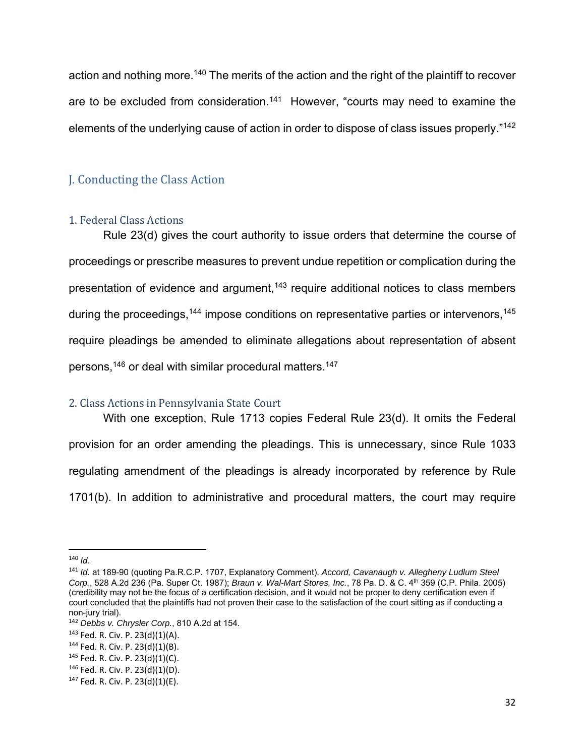action and nothing more.[140] The merits of the action and the right of the plaintiff to recover are to be excluded from consideration.[141] However, "courts may need to examine the elements of the underlying cause of action in order to dispose of class issues properly."[142]

## J. Conducting the Class Action

### 1. Federal Class Actions

Rule 23(d) gives the court authority to issue orders that determine the course of proceedings or prescribe measures to prevent undue repetition or complication during the presentation of evidence and argument,[143] require additional notices to class members during the proceedings,[144] impose conditions on representative parties or intervenors,[145] require pleadings be amended to eliminate allegations about representation of absent persons,[146] or deal with similar procedural matters.[147]

### 2. Class Actions in Pennsylvania State Court

With one exception, Rule 1713 copies Federal Rule 23(d). It omits the Federal provision for an order amending the pleadings. This is unnecessary, since Rule 1033 regulating amendment of the pleadings is already incorporated by reference by Rule 1701(b). In addition to administrative and procedural matters, the court may require

---

[140] *Id*.

[141] *Id.* at 189-90 (quoting Pa.R.C.P. 1707, Explanatory Comment). *Accord, Cavanaugh v. Allegheny Ludlum Steel Corp.*, 528 A.2d 236 (Pa. Super Ct. 1987); *Braun v. Wal-Mart Stores, Inc.*, 78 Pa. D. & C. 4th 359 (C.P. Phila. 2005) (credibility may not be the focus of a certification decision, and it would not be proper to deny certification even if court concluded that the plaintiffs had not proven their case to the satisfaction of the court sitting as if conducting a non-jury trial).

[142] *Debbs v. Chrysler Corp.*, 810 A.2d at 154.

[143] Fed. R. Civ. P. 23(d)(1)(A).

[144] Fed. R. Civ. P. 23(d)(1)(B).

[145] Fed. R. Civ. P. 23(d)(1)(C).

[146] Fed. R. Civ. P. 23(d)(1)(D).

[147] Fed. R. Civ. P. 23(d)(1)(E).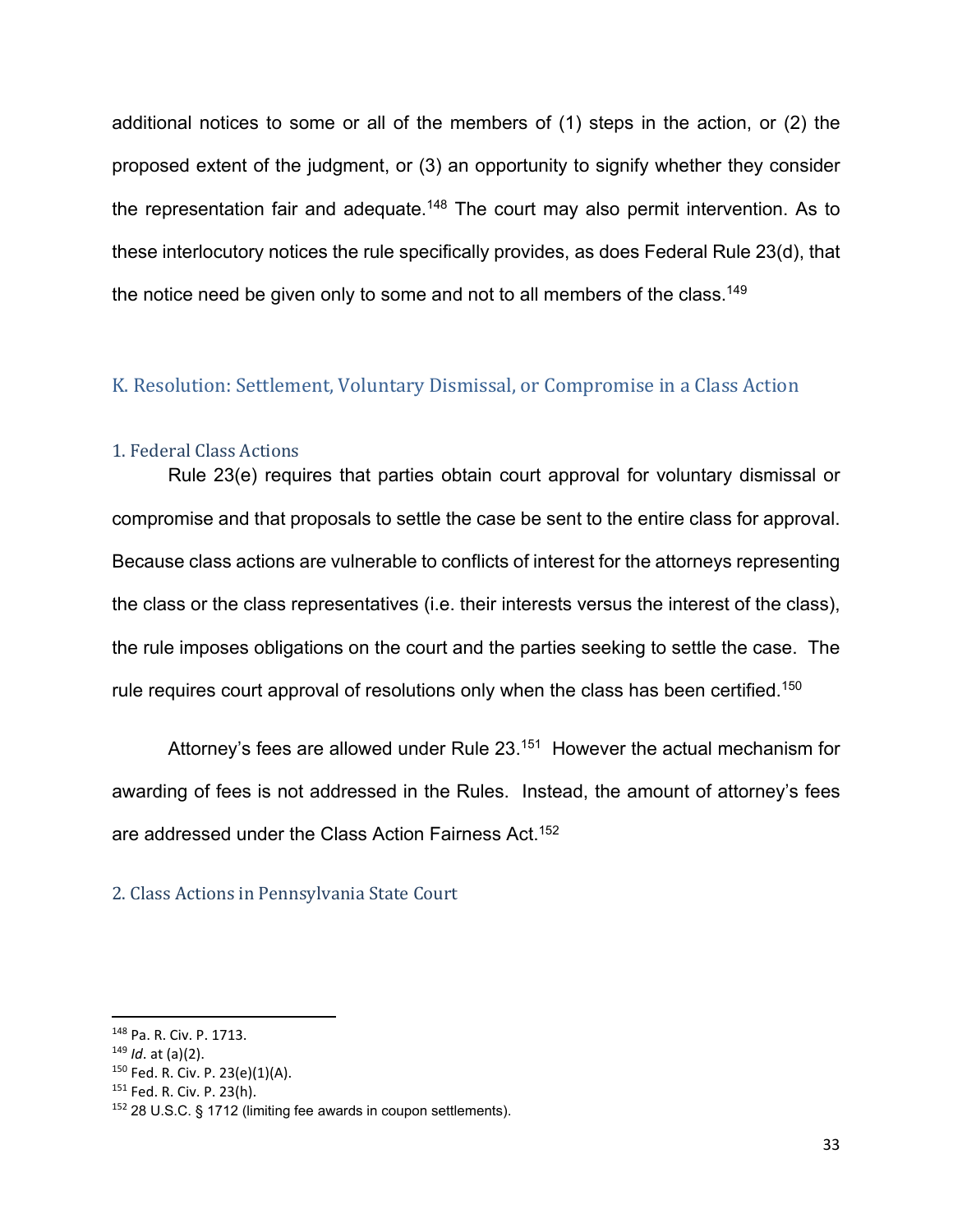additional notices to some or all of the members of (1) steps in the action, or (2) the proposed extent of the judgment, or (3) an opportunity to signify whether they consider the representation fair and adequate.[148] The court may also permit intervention. As to these interlocutory notices the rule specifically provides, as does Federal Rule 23(d), that the notice need be given only to some and not to all members of the class.[149]

## K. Resolution: Settlement, Voluntary Dismissal, or Compromise in a Class Action

### 1. Federal Class Actions

Rule 23(e) requires that parties obtain court approval for voluntary dismissal or compromise and that proposals to settle the case be sent to the entire class for approval. Because class actions are vulnerable to conflicts of interest for the attorneys representing the class or the class representatives (i.e. their interests versus the interest of the class), the rule imposes obligations on the court and the parties seeking to settle the case. The rule requires court approval of resolutions only when the class has been certified.[150]

Attorney's fees are allowed under Rule 23.[151] However the actual mechanism for awarding of fees is not addressed in the Rules. Instead, the amount of attorney's fees are addressed under the Class Action Fairness Act.[152]

### 2. Class Actions in Pennsylvania State Court

---

[148] Pa. R. Civ. P. 1713.

[149] *Id*. at (a)(2).

[150] Fed. R. Civ. P. 23(e)(1)(A).

[151] Fed. R. Civ. P. 23(h).

[152] 28 U.S.C. § 1712 (limiting fee awards in coupon settlements).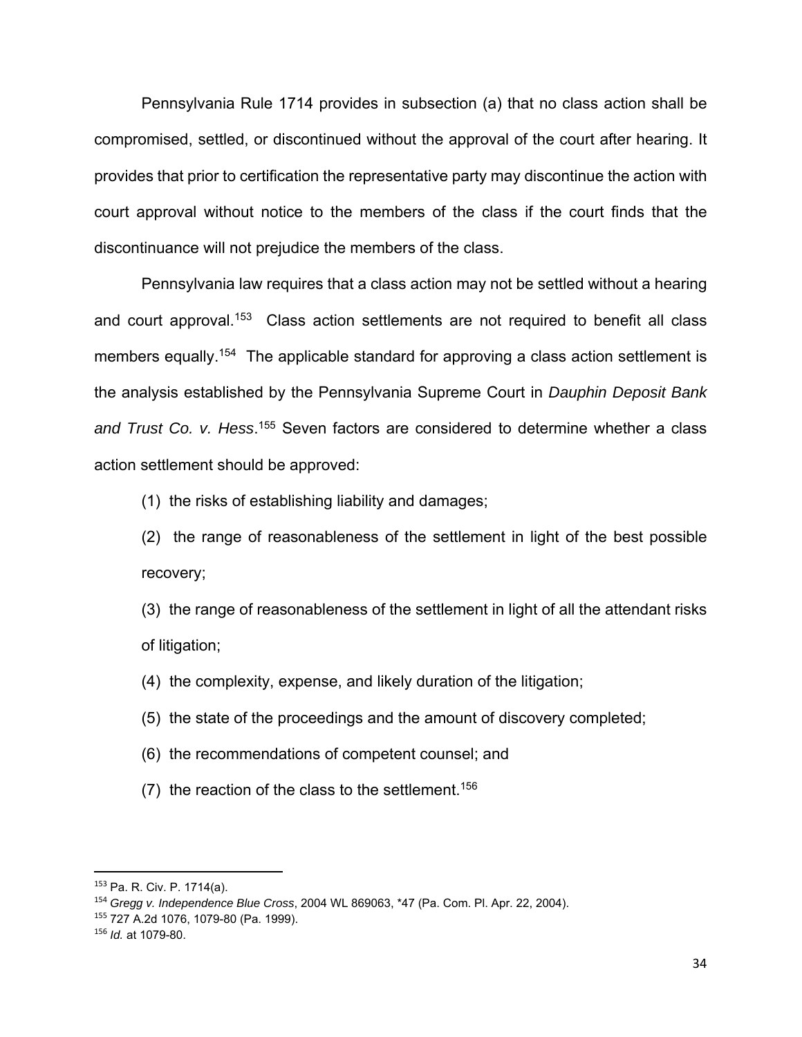Pennsylvania Rule 1714 provides in subsection (a) that no class action shall be compromised, settled, or discontinued without the approval of the court after hearing. It provides that prior to certification the representative party may discontinue the action with court approval without notice to the members of the class if the court finds that the discontinuance will not prejudice the members of the class.

Pennsylvania law requires that a class action may not be settled without a hearing and court approval.[153] Class action settlements are not required to benefit all class members equally.[154] The applicable standard for approving a class action settlement is the analysis established by the Pennsylvania Supreme Court in *Dauphin Deposit Bank and Trust Co. v. Hess*.[155] Seven factors are considered to determine whether a class action settlement should be approved:

(1) the risks of establishing liability and damages;

(2) the range of reasonableness of the settlement in light of the best possible recovery;

(3) the range of reasonableness of the settlement in light of all the attendant risks of litigation;

(4) the complexity, expense, and likely duration of the litigation;

(5) the state of the proceedings and the amount of discovery completed;

(6) the recommendations of competent counsel; and

(7) the reaction of the class to the settlement.[156]

---

[153] Pa. R. Civ. P. 1714(a).

[154] *Gregg v. Independence Blue Cross*, 2004 WL 869063, \*47 (Pa. Com. Pl. Apr. 22, 2004).

[155] 727 A.2d 1076, 1079-80 (Pa. 1999).

[156] *Id.* at 1079-80.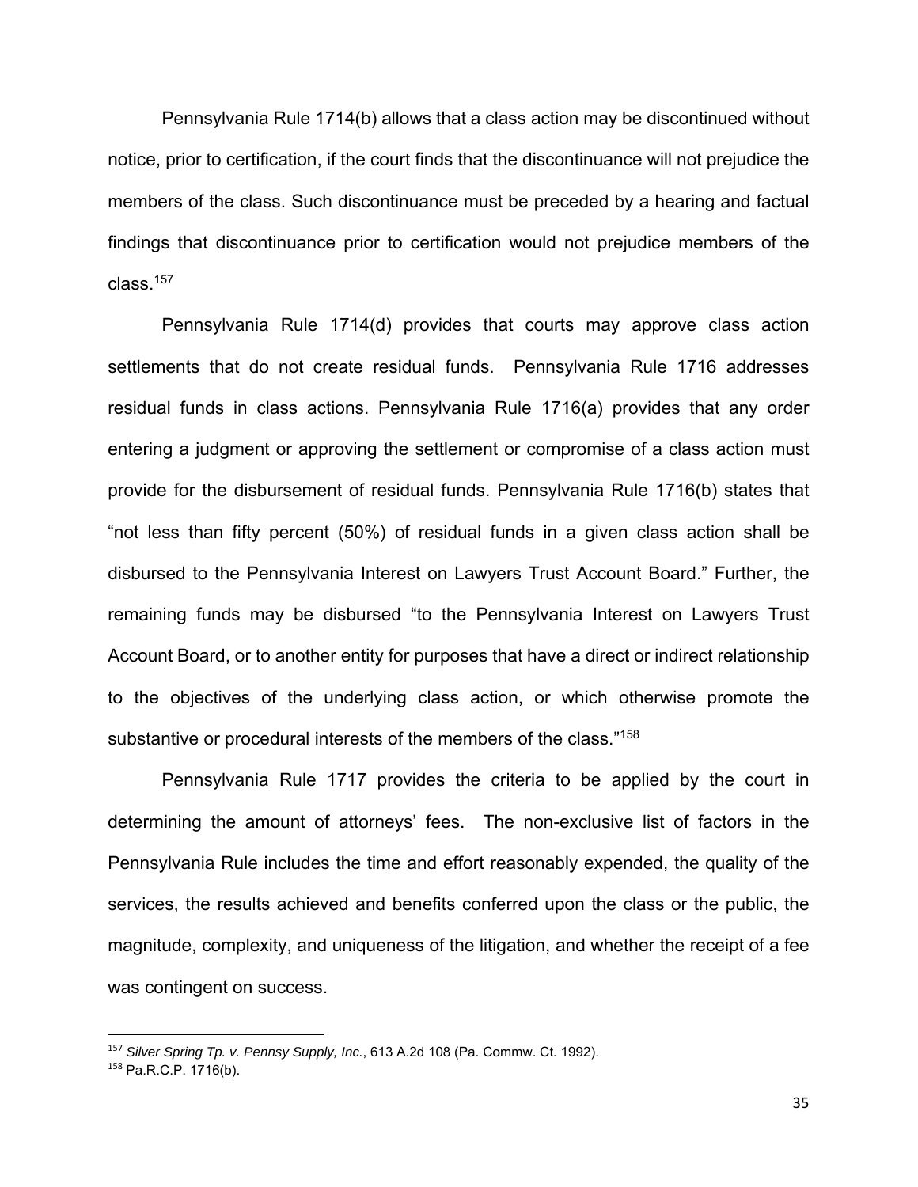Pennsylvania Rule 1714(b) allows that a class action may be discontinued without notice, prior to certification, if the court finds that the discontinuance will not prejudice the members of the class. Such discontinuance must be preceded by a hearing and factual findings that discontinuance prior to certification would not prejudice members of the class.[157]

Pennsylvania Rule 1714(d) provides that courts may approve class action settlements that do not create residual funds. Pennsylvania Rule 1716 addresses residual funds in class actions. Pennsylvania Rule 1716(a) provides that any order entering a judgment or approving the settlement or compromise of a class action must provide for the disbursement of residual funds. Pennsylvania Rule 1716(b) states that "not less than fifty percent (50%) of residual funds in a given class action shall be disbursed to the Pennsylvania Interest on Lawyers Trust Account Board." Further, the remaining funds may be disbursed "to the Pennsylvania Interest on Lawyers Trust Account Board, or to another entity for purposes that have a direct or indirect relationship to the objectives of the underlying class action, or which otherwise promote the substantive or procedural interests of the members of the class."[158]

Pennsylvania Rule 1717 provides the criteria to be applied by the court in determining the amount of attorneys' fees. The non-exclusive list of factors in the Pennsylvania Rule includes the time and effort reasonably expended, the quality of the services, the results achieved and benefits conferred upon the class or the public, the magnitude, complexity, and uniqueness of the litigation, and whether the receipt of a fee was contingent on success.

---

[157] *Silver Spring Tp. v. Pennsy Supply, Inc.*, 613 A.2d 108 (Pa. Commw. Ct. 1992).

[158] Pa.R.C.P. 1716(b).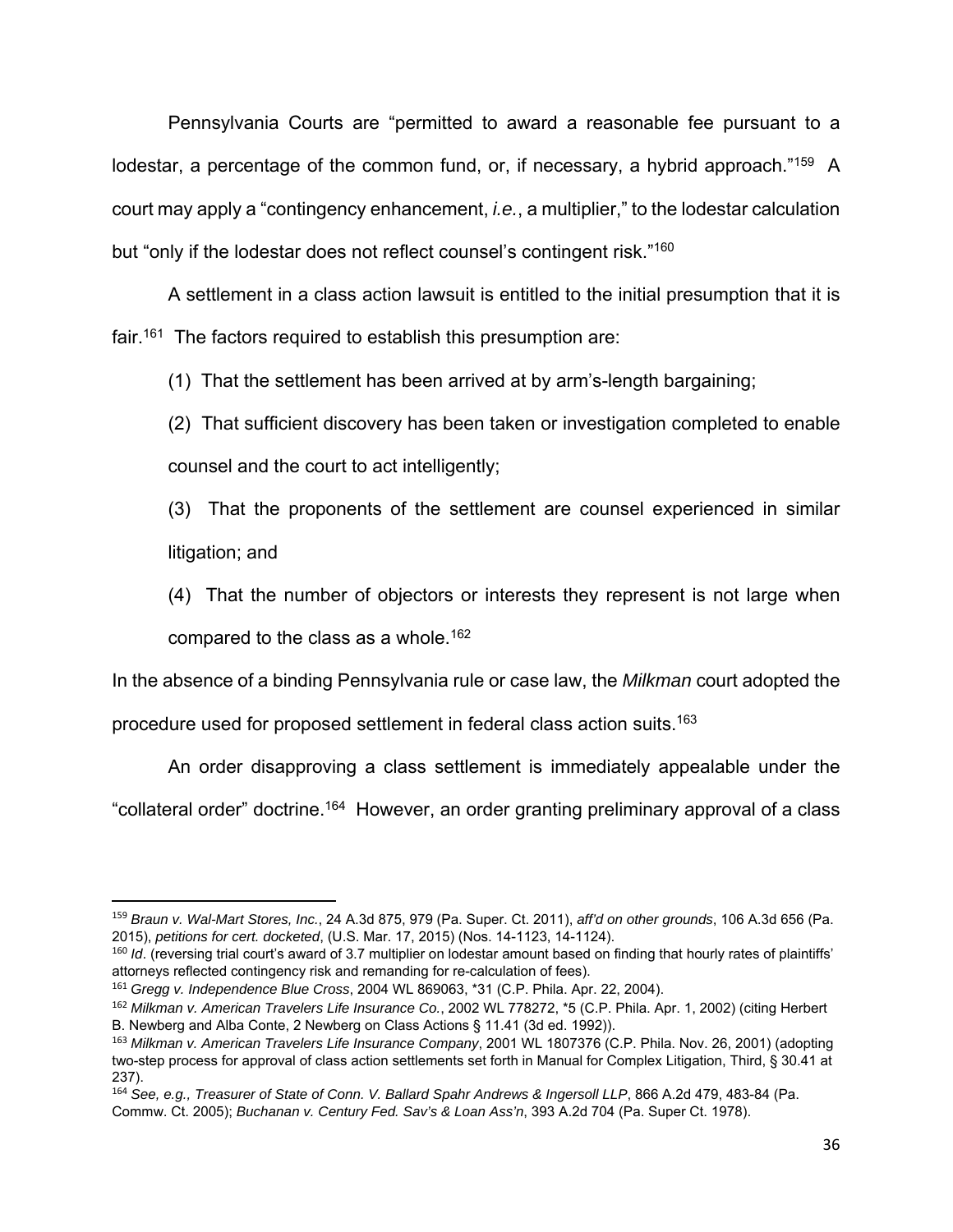Pennsylvania Courts are "permitted to award a reasonable fee pursuant to a lodestar, a percentage of the common fund, or, if necessary, a hybrid approach."[159] A court may apply a "contingency enhancement, *i.e.*, a multiplier," to the lodestar calculation but "only if the lodestar does not reflect counsel's contingent risk."[160]

A settlement in a class action lawsuit is entitled to the initial presumption that it is fair.[161] The factors required to establish this presumption are:

(1) That the settlement has been arrived at by arm's-length bargaining;

(2) That sufficient discovery has been taken or investigation completed to enable counsel and the court to act intelligently;

(3) That the proponents of the settlement are counsel experienced in similar litigation; and

(4) That the number of objectors or interests they represent is not large when compared to the class as a whole.[162]

In the absence of a binding Pennsylvania rule or case law, the *Milkman* court adopted the procedure used for proposed settlement in federal class action suits.[163]

An order disapproving a class settlement is immediately appealable under the "collateral order" doctrine.[164] However, an order granting preliminary approval of a class

---

[159] *Braun v. Wal-Mart Stores, Inc.*, 24 A.3d 875, 979 (Pa. Super. Ct. 2011), *aff'd on other grounds*, 106 A.3d 656 (Pa. 2015), *petitions for cert. docketed*, (U.S. Mar. 17, 2015) (Nos. 14-1123, 14-1124).

[160] *Id*. (reversing trial court's award of 3.7 multiplier on lodestar amount based on finding that hourly rates of plaintiffs' attorneys reflected contingency risk and remanding for re-calculation of fees).

[161] *Gregg v. Independence Blue Cross*, 2004 WL 869063, *31 (C.P. Phila. Apr. 22, 2004).

[162] *Milkman v. American Travelers Life Insurance Co.*, 2002 WL 778272, *5 (C.P. Phila. Apr. 1, 2002) (citing Herbert B. Newberg and Alba Conte, 2 Newberg on Class Actions § 11.41 (3d ed. 1992)).

[163] *Milkman v. American Travelers Life Insurance Company*, 2001 WL 1807376 (C.P. Phila. Nov. 26, 2001) (adopting two-step process for approval of class action settlements set forth in Manual for Complex Litigation, Third, § 30.41 at 237).

[164] *See, e.g., Treasurer of State of Conn. V. Ballard Spahr Andrews & Ingersoll LLP*, 866 A.2d 479, 483-84 (Pa. Commw. Ct. 2005); *Buchanan v. Century Fed. Sav's & Loan Ass'n*, 393 A.2d 704 (Pa. Super Ct. 1978).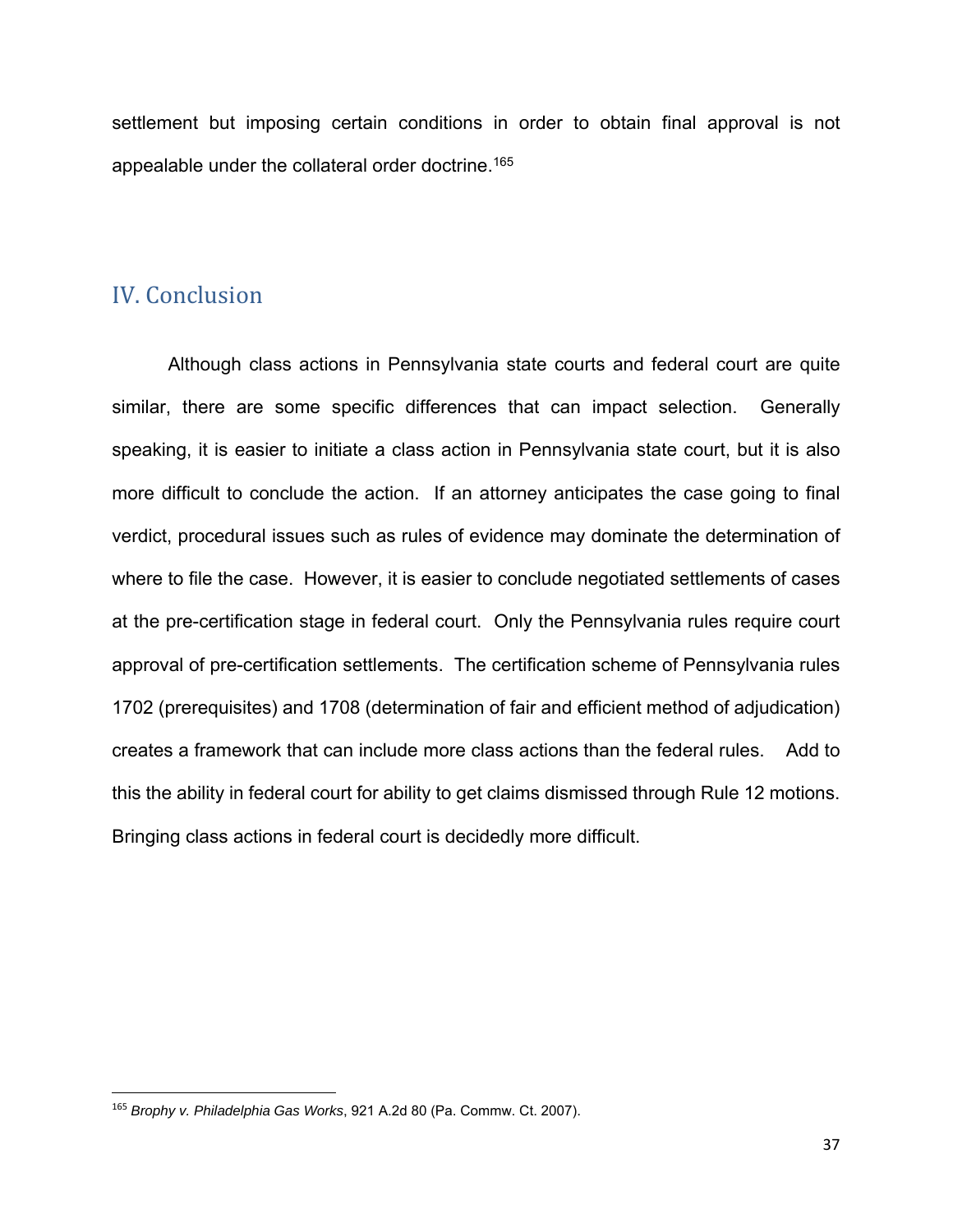settlement but imposing certain conditions in order to obtain final approval is not appealable under the collateral order doctrine.[165]

## IV. Conclusion

Although class actions in Pennsylvania state courts and federal court are quite similar, there are some specific differences that can impact selection. Generally speaking, it is easier to initiate a class action in Pennsylvania state court, but it is also more difficult to conclude the action. If an attorney anticipates the case going to final verdict, procedural issues such as rules of evidence may dominate the determination of where to file the case. However, it is easier to conclude negotiated settlements of cases at the pre-certification stage in federal court. Only the Pennsylvania rules require court approval of pre-certification settlements. The certification scheme of Pennsylvania rules 1702 (prerequisites) and 1708 (determination of fair and efficient method of adjudication) creates a framework that can include more class actions than the federal rules. Add to this the ability in federal court for ability to get claims dismissed through Rule 12 motions. Bringing class actions in federal court is decidedly more difficult.

---

[165] *Brophy v. Philadelphia Gas Works*, 921 A.2d 80 (Pa. Commw. Ct. 2007).